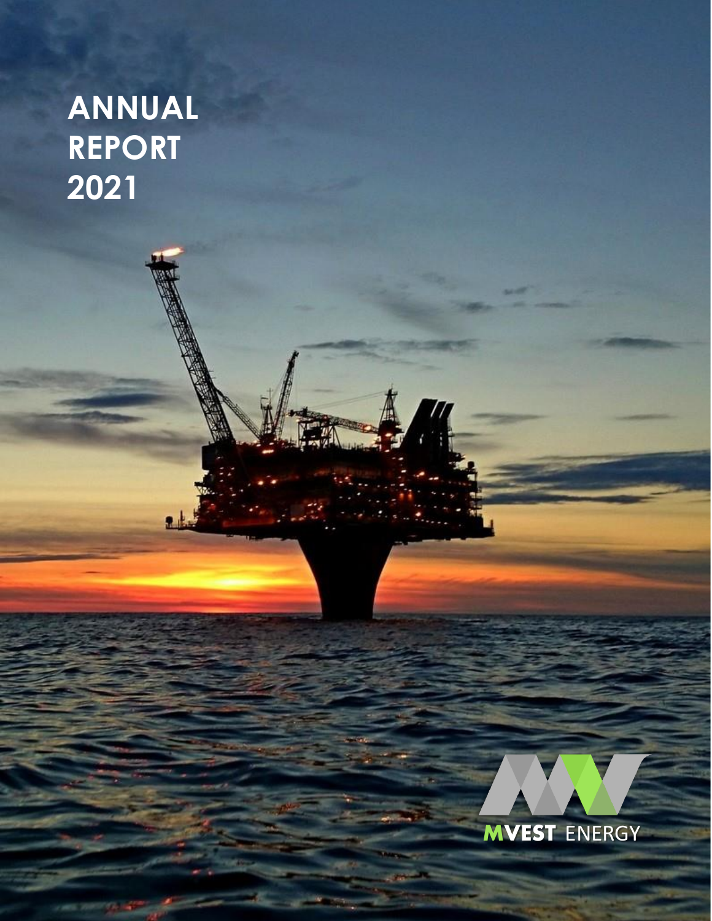# ANNUAL REPORT 2021

MVEST ENERGY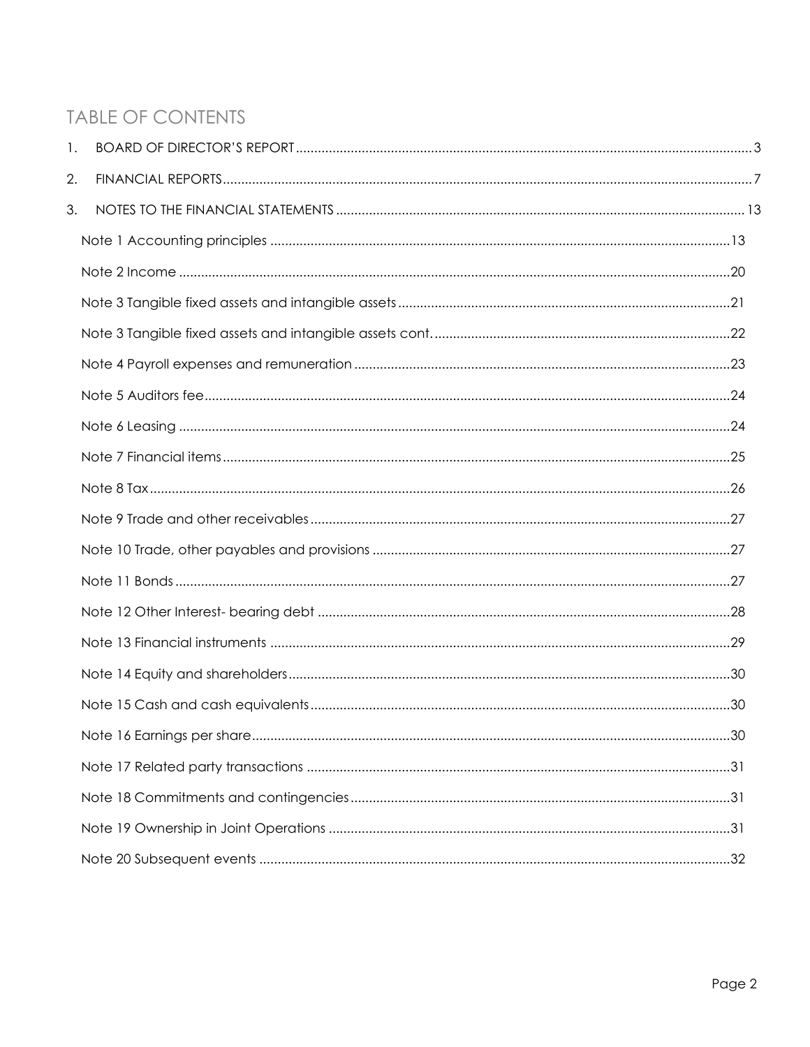# TABLE OF CONTENTS

1. BOARD OF DIRECTOR'S REPORT ........ 3
2. FINANCIAL REPORTS ........ 7
3. NOTES TO THE FINANCIAL STATEMENTS ........ 13
   - Note 1 Accounting principles ........ 13
   - Note 2 Income ........ 20
   - Note 3 Tangible fixed assets and intangible assets ........ 21
   - Note 3 Tangible fixed assets and intangible assets cont. ........ 22
   - Note 4 Payroll expenses and remuneration ........ 23
   - Note 5 Auditors fee ........ 24
   - Note 6 Leasing ........ 24
   - Note 7 Financial items ........ 25
   - Note 8 Tax ........ 26
   - Note 9 Trade and other receivables ........ 27
   - Note 10 Trade, other payables and provisions ........ 27
   - Note 11 Bonds ........ 27
   - Note 12 Other Interest- bearing debt ........ 28
   - Note 13 Financial instruments ........ 29
   - Note 14 Equity and shareholders ........ 30
   - Note 15 Cash and cash equivalents ........ 30
   - Note 16 Earnings per share ........ 30
   - Note 17 Related party transactions ........ 31
   - Note 18 Commitments and contingencies ........ 31
   - Note 19 Ownership in Joint Operations ........ 31
   - Note 20 Subsequent events ........ 32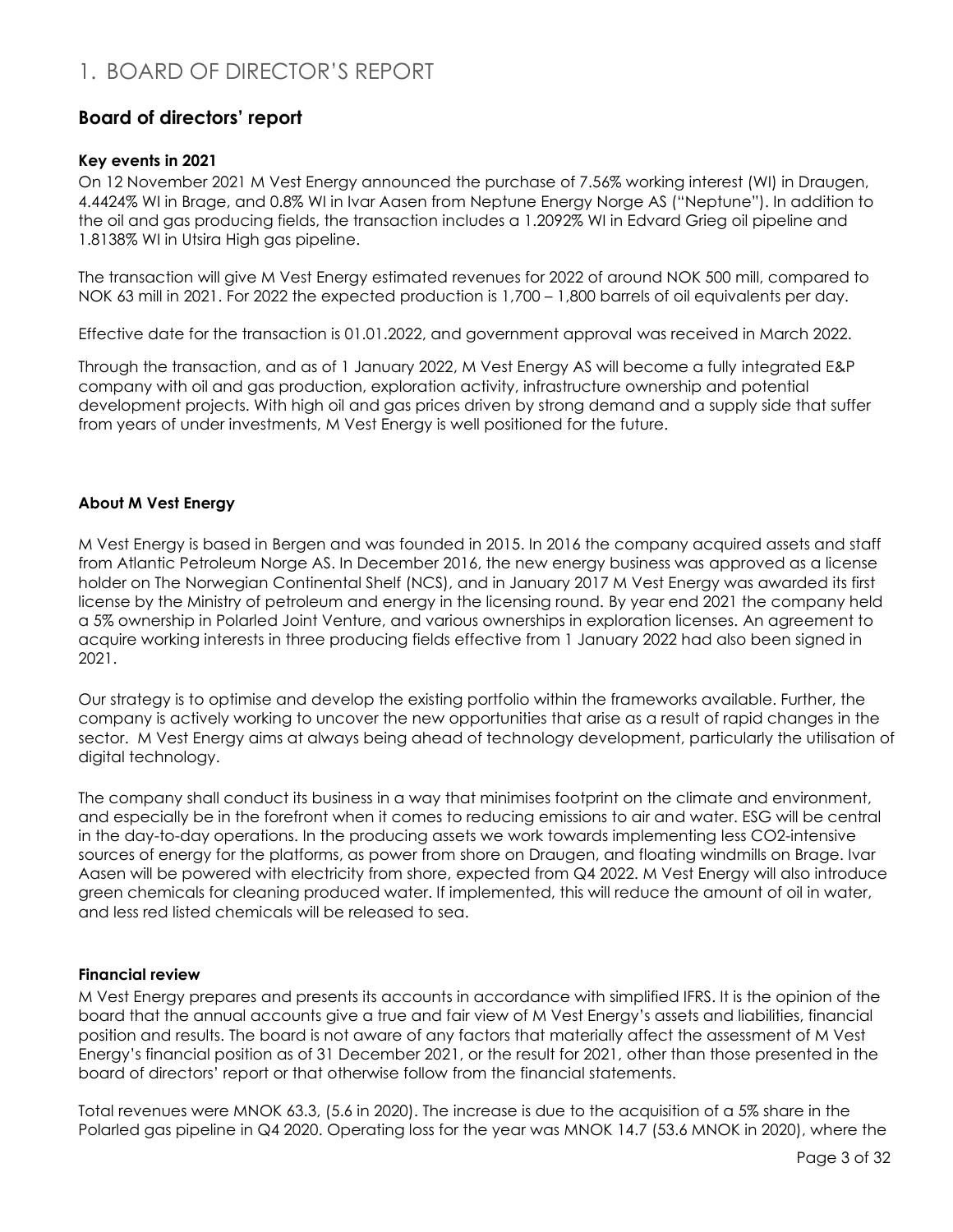# 1. BOARD OF DIRECTOR'S REPORT

## Board of directors' report

### Key events in 2021

On 12 November 2021 M Vest Energy announced the purchase of 7.56% working interest (WI) in Draugen, 4.4424% WI in Brage, and 0.8% WI in Ivar Aasen from Neptune Energy Norge AS ("Neptune"). In addition to the oil and gas producing fields, the transaction includes a 1.2092% WI in Edvard Grieg oil pipeline and 1.8138% WI in Utsira High gas pipeline.

The transaction will give M Vest Energy estimated revenues for 2022 of around NOK 500 mill, compared to NOK 63 mill in 2021. For 2022 the expected production is 1,700 – 1,800 barrels of oil equivalents per day.

Effective date for the transaction is 01.01.2022, and government approval was received in March 2022.

Through the transaction, and as of 1 January 2022, M Vest Energy AS will become a fully integrated E&P company with oil and gas production, exploration activity, infrastructure ownership and potential development projects. With high oil and gas prices driven by strong demand and a supply side that suffer from years of under investments, M Vest Energy is well positioned for the future.

### About M Vest Energy

M Vest Energy is based in Bergen and was founded in 2015. In 2016 the company acquired assets and staff from Atlantic Petroleum Norge AS. In December 2016, the new energy business was approved as a license holder on The Norwegian Continental Shelf (NCS), and in January 2017 M Vest Energy was awarded its first license by the Ministry of petroleum and energy in the licensing round. By year end 2021 the company held a 5% ownership in Polarled Joint Venture, and various ownerships in exploration licenses. An agreement to acquire working interests in three producing fields effective from 1 January 2022 had also been signed in 2021.

Our strategy is to optimise and develop the existing portfolio within the frameworks available. Further, the company is actively working to uncover the new opportunities that arise as a result of rapid changes in the sector. M Vest Energy aims at always being ahead of technology development, particularly the utilisation of digital technology.

The company shall conduct its business in a way that minimises footprint on the climate and environment, and especially be in the forefront when it comes to reducing emissions to air and water. ESG will be central in the day-to-day operations. In the producing assets we work towards implementing less CO2-intensive sources of energy for the platforms, as power from shore on Draugen, and floating windmills on Brage. Ivar Aasen will be powered with electricity from shore, expected from Q4 2022. M Vest Energy will also introduce green chemicals for cleaning produced water. If implemented, this will reduce the amount of oil in water, and less red listed chemicals will be released to sea.

### Financial review

M Vest Energy prepares and presents its accounts in accordance with simplified IFRS. It is the opinion of the board that the annual accounts give a true and fair view of M Vest Energy's assets and liabilities, financial position and results. The board is not aware of any factors that materially affect the assessment of M Vest Energy's financial position as of 31 December 2021, or the result for 2021, other than those presented in the board of directors' report or that otherwise follow from the financial statements.

Total revenues were MNOK 63.3, (5.6 in 2020). The increase is due to the acquisition of a 5% share in the Polarled gas pipeline in Q4 2020. Operating loss for the year was MNOK 14.7 (53.6 MNOK in 2020), where the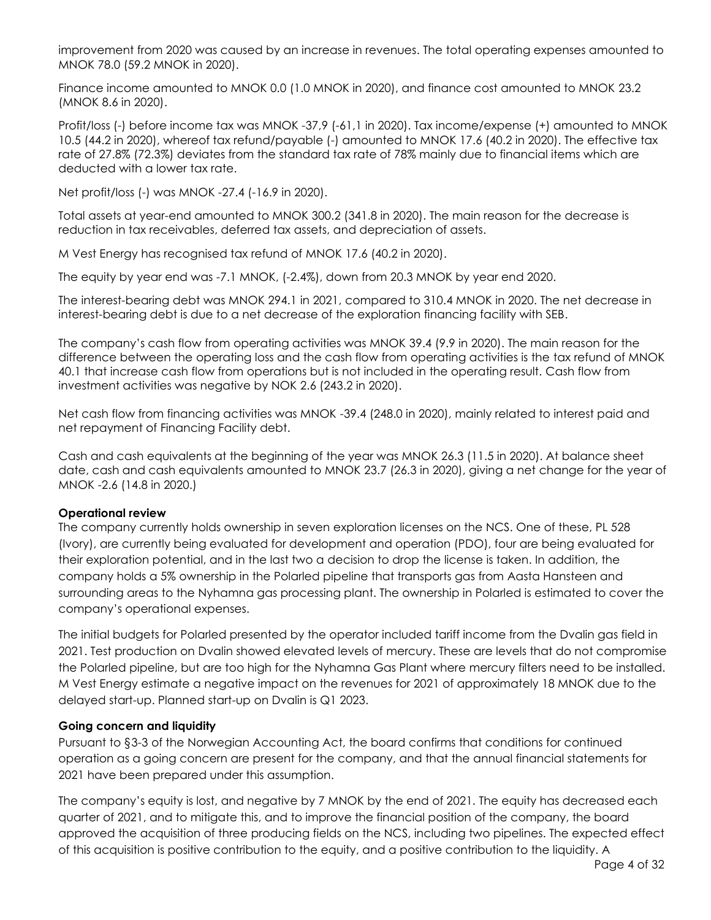improvement from 2020 was caused by an increase in revenues. The total operating expenses amounted to MNOK 78.0 (59.2 MNOK in 2020).

Finance income amounted to MNOK 0.0 (1.0 MNOK in 2020), and finance cost amounted to MNOK 23.2 (MNOK 8.6 in 2020).

Profit/loss (-) before income tax was MNOK -37,9 (-61,1 in 2020). Tax income/expense (+) amounted to MNOK 10.5 (44.2 in 2020), whereof tax refund/payable (-) amounted to MNOK 17.6 (40.2 in 2020). The effective tax rate of 27.8% (72.3%) deviates from the standard tax rate of 78% mainly due to financial items which are deducted with a lower tax rate.

Net profit/loss (-) was MNOK -27.4 (-16.9 in 2020).

Total assets at year-end amounted to MNOK 300.2 (341.8 in 2020). The main reason for the decrease is reduction in tax receivables, deferred tax assets, and depreciation of assets.

M Vest Energy has recognised tax refund of MNOK 17.6 (40.2 in 2020).

The equity by year end was -7.1 MNOK, (-2.4%), down from 20.3 MNOK by year end 2020.

The interest-bearing debt was MNOK 294.1 in 2021, compared to 310.4 MNOK in 2020. The net decrease in interest-bearing debt is due to a net decrease of the exploration financing facility with SEB.

The company's cash flow from operating activities was MNOK 39.4 (9.9 in 2020). The main reason for the difference between the operating loss and the cash flow from operating activities is the tax refund of MNOK 40.1 that increase cash flow from operations but is not included in the operating result. Cash flow from investment activities was negative by NOK 2.6 (243.2 in 2020).

Net cash flow from financing activities was MNOK -39.4 (248.0 in 2020), mainly related to interest paid and net repayment of Financing Facility debt.

Cash and cash equivalents at the beginning of the year was MNOK 26.3 (11.5 in 2020). At balance sheet date, cash and cash equivalents amounted to MNOK 23.7 (26.3 in 2020), giving a net change for the year of MNOK -2.6 (14.8 in 2020.)

**Operational review**

The company currently holds ownership in seven exploration licenses on the NCS. One of these, PL 528 (Ivory), are currently being evaluated for development and operation (PDO), four are being evaluated for their exploration potential, and in the last two a decision to drop the license is taken. In addition, the company holds a 5% ownership in the Polarled pipeline that transports gas from Aasta Hansteen and surrounding areas to the Nyhamna gas processing plant. The ownership in Polarled is estimated to cover the company's operational expenses.

The initial budgets for Polarled presented by the operator included tariff income from the Dvalin gas field in 2021. Test production on Dvalin showed elevated levels of mercury. These are levels that do not compromise the Polarled pipeline, but are too high for the Nyhamna Gas Plant where mercury filters need to be installed. M Vest Energy estimate a negative impact on the revenues for 2021 of approximately 18 MNOK due to the delayed start-up. Planned start-up on Dvalin is Q1 2023.

**Going concern and liquidity**

Pursuant to §3-3 of the Norwegian Accounting Act, the board confirms that conditions for continued operation as a going concern are present for the company, and that the annual financial statements for 2021 have been prepared under this assumption.

The company's equity is lost, and negative by 7 MNOK by the end of 2021. The equity has decreased each quarter of 2021, and to mitigate this, and to improve the financial position of the company, the board approved the acquisition of three producing fields on the NCS, including two pipelines. The expected effect of this acquisition is positive contribution to the equity, and a positive contribution to the liquidity. A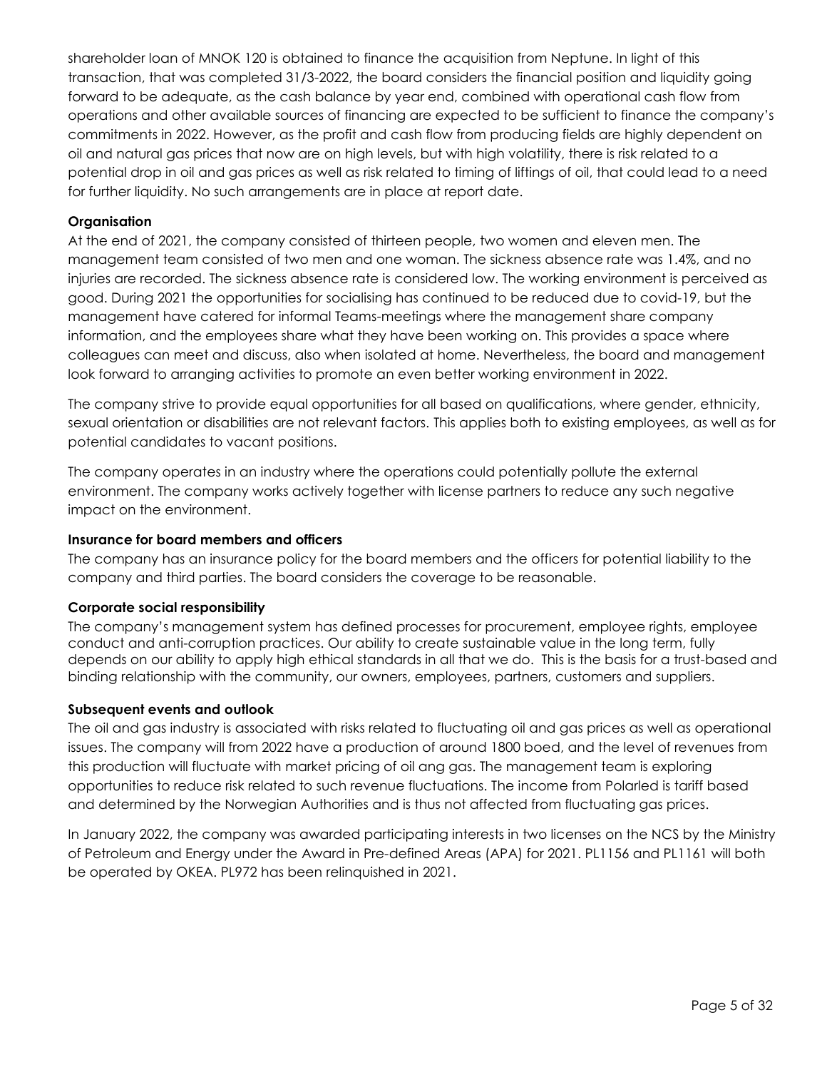shareholder loan of MNOK 120 is obtained to finance the acquisition from Neptune. In light of this transaction, that was completed 31/3-2022, the board considers the financial position and liquidity going forward to be adequate, as the cash balance by year end, combined with operational cash flow from operations and other available sources of financing are expected to be sufficient to finance the company's commitments in 2022. However, as the profit and cash flow from producing fields are highly dependent on oil and natural gas prices that now are on high levels, but with high volatility, there is risk related to a potential drop in oil and gas prices as well as risk related to timing of liftings of oil, that could lead to a need for further liquidity. No such arrangements are in place at report date.

**Organisation**

At the end of 2021, the company consisted of thirteen people, two women and eleven men. The management team consisted of two men and one woman. The sickness absence rate was 1.4%, and no injuries are recorded. The sickness absence rate is considered low. The working environment is perceived as good. During 2021 the opportunities for socialising has continued to be reduced due to covid-19, but the management have catered for informal Teams-meetings where the management share company information, and the employees share what they have been working on. This provides a space where colleagues can meet and discuss, also when isolated at home. Nevertheless, the board and management look forward to arranging activities to promote an even better working environment in 2022.

The company strive to provide equal opportunities for all based on qualifications, where gender, ethnicity, sexual orientation or disabilities are not relevant factors. This applies both to existing employees, as well as for potential candidates to vacant positions.

The company operates in an industry where the operations could potentially pollute the external environment. The company works actively together with license partners to reduce any such negative impact on the environment.

**Insurance for board members and officers**

The company has an insurance policy for the board members and the officers for potential liability to the company and third parties. The board considers the coverage to be reasonable.

**Corporate social responsibility**

The company's management system has defined processes for procurement, employee rights, employee conduct and anti-corruption practices. Our ability to create sustainable value in the long term, fully depends on our ability to apply high ethical standards in all that we do. This is the basis for a trust-based and binding relationship with the community, our owners, employees, partners, customers and suppliers.

**Subsequent events and outlook**

The oil and gas industry is associated with risks related to fluctuating oil and gas prices as well as operational issues. The company will from 2022 have a production of around 1800 boed, and the level of revenues from this production will fluctuate with market pricing of oil ang gas. The management team is exploring opportunities to reduce risk related to such revenue fluctuations. The income from Polarled is tariff based and determined by the Norwegian Authorities and is thus not affected from fluctuating gas prices.

In January 2022, the company was awarded participating interests in two licenses on the NCS by the Ministry of Petroleum and Energy under the Award in Pre-defined Areas (APA) for 2021. PL1156 and PL1161 will both be operated by OKEA. PL972 has been relinquished in 2021.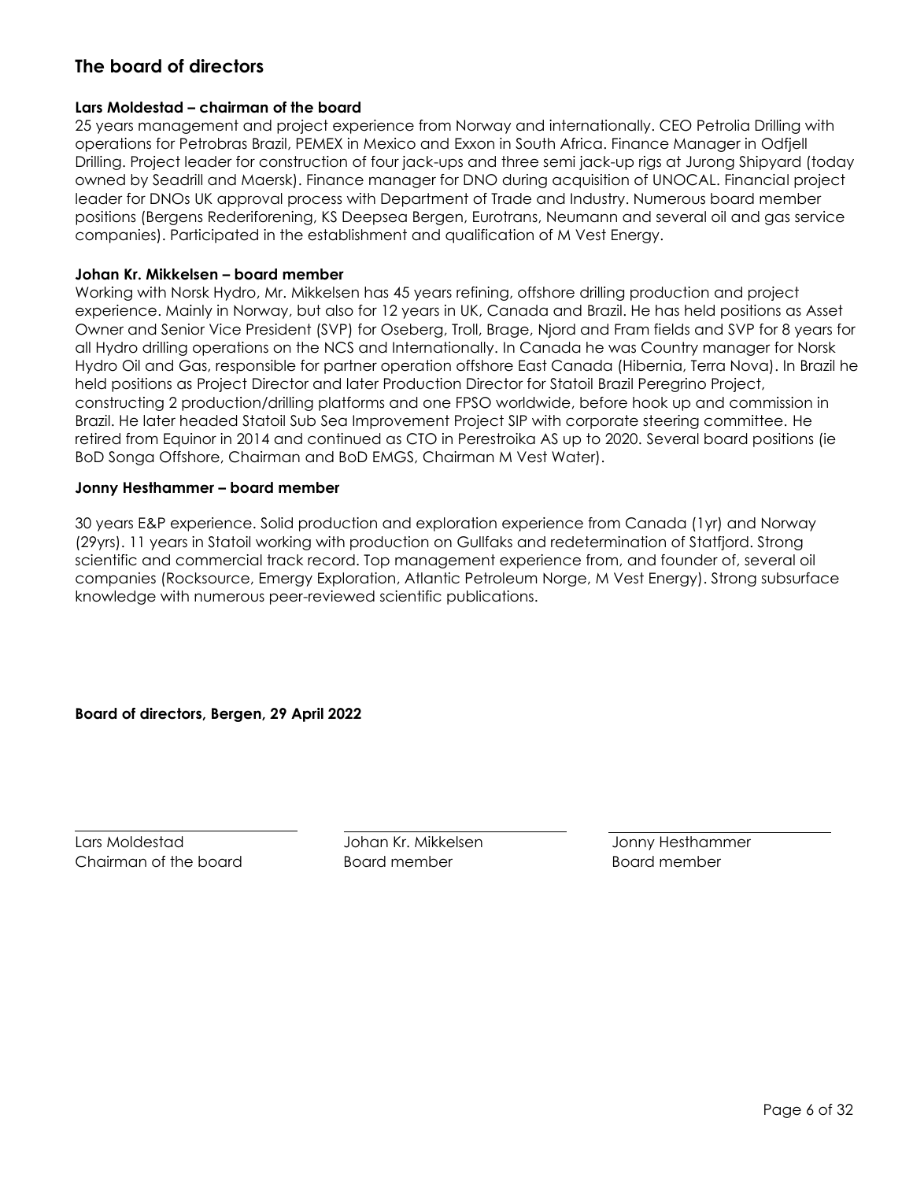## The board of directors

**Lars Moldestad – chairman of the board**

25 years management and project experience from Norway and internationally. CEO Petrolia Drilling with operations for Petrobras Brazil, PEMEX in Mexico and Exxon in South Africa. Finance Manager in Odfjell Drilling. Project leader for construction of four jack-ups and three semi jack-up rigs at Jurong Shipyard (today owned by Seadrill and Maersk). Finance manager for DNO during acquisition of UNOCAL. Financial project leader for DNOs UK approval process with Department of Trade and Industry. Numerous board member positions (Bergens Rederiforening, KS Deepsea Bergen, Eurotrans, Neumann and several oil and gas service companies). Participated in the establishment and qualification of M Vest Energy.

**Johan Kr. Mikkelsen – board member**

Working with Norsk Hydro, Mr. Mikkelsen has 45 years refining, offshore drilling production and project experience. Mainly in Norway, but also for 12 years in UK, Canada and Brazil. He has held positions as Asset Owner and Senior Vice President (SVP) for Oseberg, Troll, Brage, Njord and Fram fields and SVP for 8 years for all Hydro drilling operations on the NCS and Internationally. In Canada he was Country manager for Norsk Hydro Oil and Gas, responsible for partner operation offshore East Canada (Hibernia, Terra Nova). In Brazil he held positions as Project Director and later Production Director for Statoil Brazil Peregrino Project, constructing 2 production/drilling platforms and one FPSO worldwide, before hook up and commission in Brazil. He later headed Statoil Sub Sea Improvement Project SIP with corporate steering committee. He retired from Equinor in 2014 and continued as CTO in Perestroika AS up to 2020. Several board positions (ie BoD Songa Offshore, Chairman and BoD EMGS, Chairman M Vest Water).

**Jonny Hesthammer – board member**

30 years E&P experience. Solid production and exploration experience from Canada (1yr) and Norway (29yrs). 11 years in Statoil working with production on Gullfaks and redetermination of Statfjord. Strong scientific and commercial track record. Top management experience from, and founder of, several oil companies (Rocksource, Emergy Exploration, Atlantic Petroleum Norge, M Vest Energy). Strong subsurface knowledge with numerous peer-reviewed scientific publications.

**Board of directors, Bergen, 29 April 2022**

| Lars Moldestad | Johan Kr. Mikkelsen | Jonny Hesthammer |
| --- | --- | --- |
| Chairman of the board | Board member | Board member |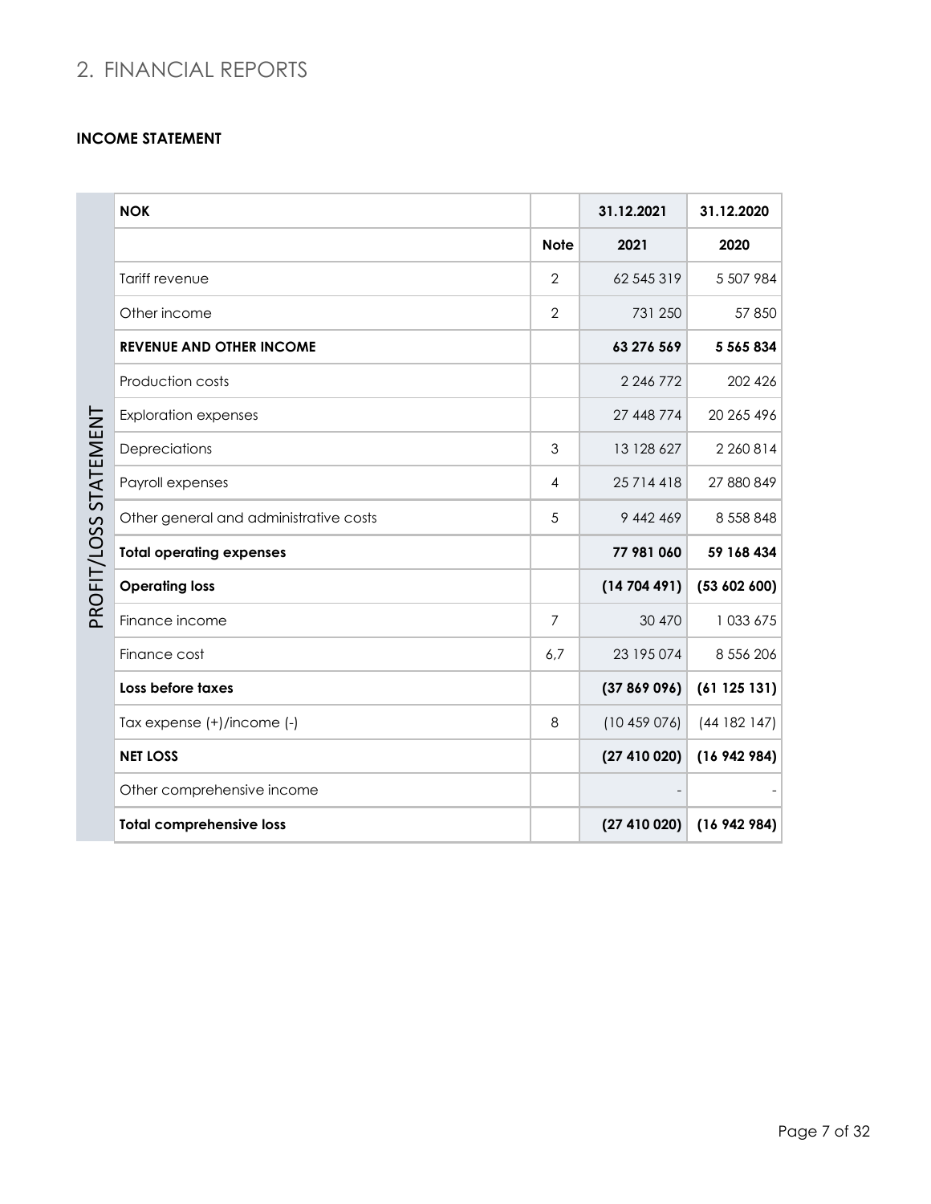# 2. FINANCIAL REPORTS

**INCOME STATEMENT**

PROFIT/LOSS STATEMENT

| NOK | | 31.12.2021 | 31.12.2020 |
|---|---|---|---|
| | **Note** | **2021** | **2020** |
| Tariff revenue | 2 | 62 545 319 | 5 507 984 |
| Other income | 2 | 731 250 | 57 850 |
| **REVENUE AND OTHER INCOME** | | **63 276 569** | **5 565 834** |
| Production costs | | 2 246 772 | 202 426 |
| Exploration expenses | | 27 448 774 | 20 265 496 |
| Depreciations | 3 | 13 128 627 | 2 260 814 |
| Payroll expenses | 4 | 25 714 418 | 27 880 849 |
| Other general and administrative costs | 5 | 9 442 469 | 8 558 848 |
| **Total operating expenses** | | **77 981 060** | **59 168 434** |
| **Operating loss** | | **(14 704 491)** | **(53 602 600)** |
| Finance income | 7 | 30 470 | 1 033 675 |
| Finance cost | 6,7 | 23 195 074 | 8 556 206 |
| **Loss before taxes** | | **(37 869 096)** | **(61 125 131)** |
| Tax expense (+)/income (-) | 8 | (10 459 076) | (44 182 147) |
| **NET LOSS** | | **(27 410 020)** | **(16 942 984)** |
| Other comprehensive income | | - | - |
| **Total comprehensive loss** | | **(27 410 020)** | **(16 942 984)** |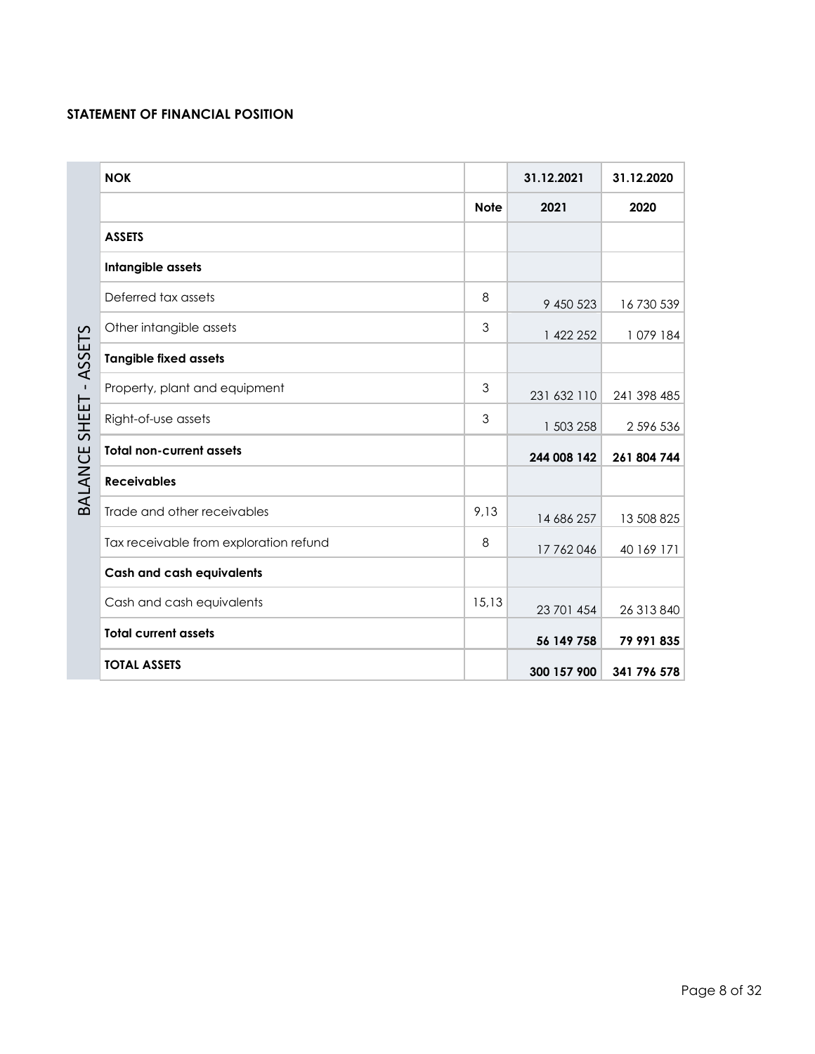## STATEMENT OF FINANCIAL POSITION

BALANCE SHEET - ASSETS

| NOK | | 31.12.2021 | 31.12.2020 |
|---|---|---|---|
| | **Note** | **2021** | **2020** |
| **ASSETS** | | | |
| **Intangible assets** | | | |
| Deferred tax assets | 8 | 9 450 523 | 16 730 539 |
| Other intangible assets | 3 | 1 422 252 | 1 079 184 |
| **Tangible fixed assets** | | | |
| Property, plant and equipment | 3 | 231 632 110 | 241 398 485 |
| Right-of-use assets | 3 | 1 503 258 | 2 596 536 |
| **Total non-current assets** | | **244 008 142** | **261 804 744** |
| **Receivables** | | | |
| Trade and other receivables | 9,13 | 14 686 257 | 13 508 825 |
| Tax receivable from exploration refund | 8 | 17 762 046 | 40 169 171 |
| **Cash and cash equivalents** | | | |
| Cash and cash equivalents | 15,13 | 23 701 454 | 26 313 840 |
| **Total current assets** | | **56 149 758** | **79 991 835** |
| **TOTAL ASSETS** | | **300 157 900** | **341 796 578** |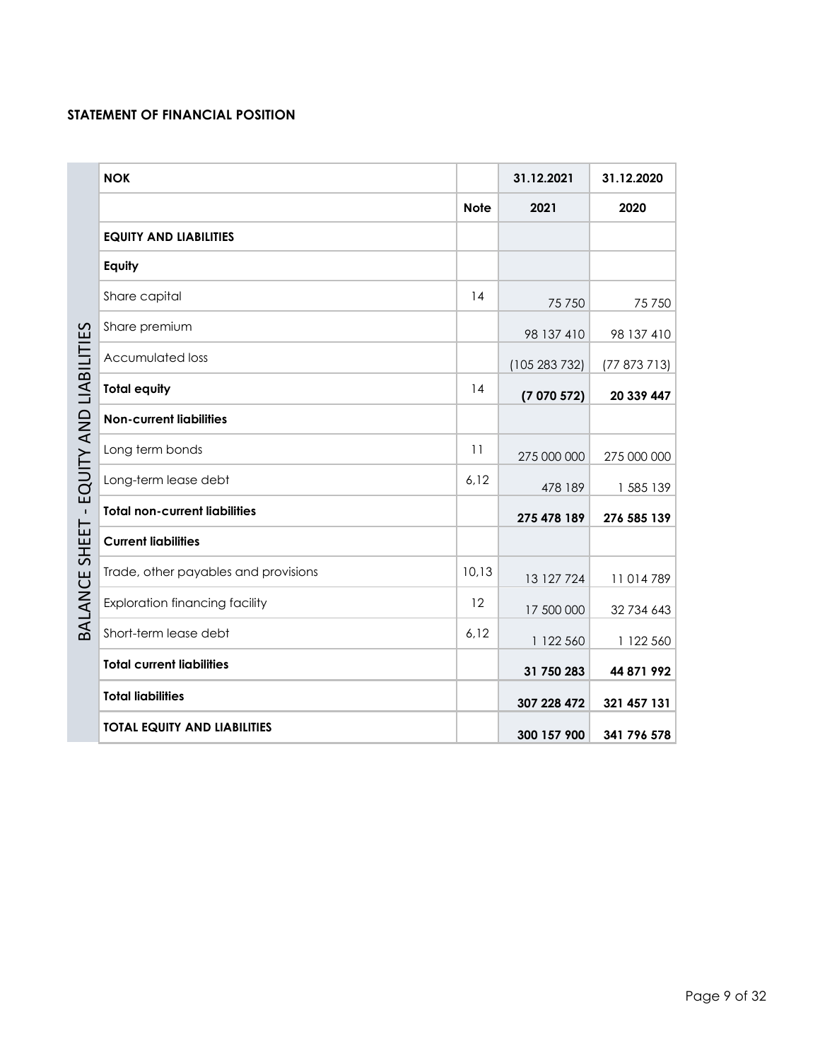**STATEMENT OF FINANCIAL POSITION**

BALANCE SHEET - EQUITY AND LIABILITIES

| NOK | | 31.12.2021 | 31.12.2020 |
|---|---|---|---|
| | **Note** | **2021** | **2020** |
| **EQUITY AND LIABILITIES** | | | |
| **Equity** | | | |
| Share capital | 14 | 75 750 | 75 750 |
| Share premium | | 98 137 410 | 98 137 410 |
| Accumulated loss | | (105 283 732) | (77 873 713) |
| **Total equity** | 14 | **(7 070 572)** | **20 339 447** |
| **Non-current liabilities** | | | |
| Long term bonds | 11 | 275 000 000 | 275 000 000 |
| Long-term lease debt | 6,12 | 478 189 | 1 585 139 |
| **Total non-current liabilities** | | **275 478 189** | **276 585 139** |
| **Current liabilities** | | | |
| Trade, other payables and provisions | 10,13 | 13 127 724 | 11 014 789 |
| Exploration financing facility | 12 | 17 500 000 | 32 734 643 |
| Short-term lease debt | 6,12 | 1 122 560 | 1 122 560 |
| **Total current liabilities** | | **31 750 283** | **44 871 992** |
| **Total liabilities** | | **307 228 472** | **321 457 131** |
| **TOTAL EQUITY AND LIABILITIES** | | **300 157 900** | **341 796 578** |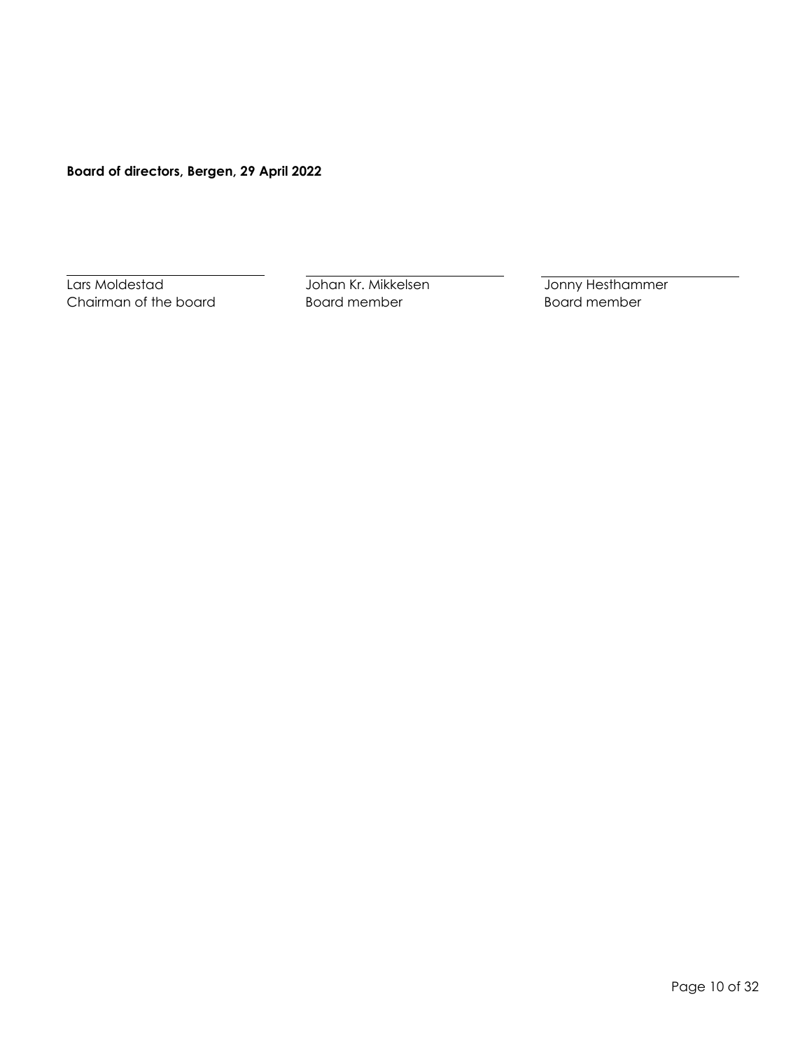**Board of directors, Bergen, 29 April 2022**

| Lars Moldestad | Johan Kr. Mikkelsen | Jonny Hesthammer |
|---|---|---|
| Chairman of the board | Board member | Board member |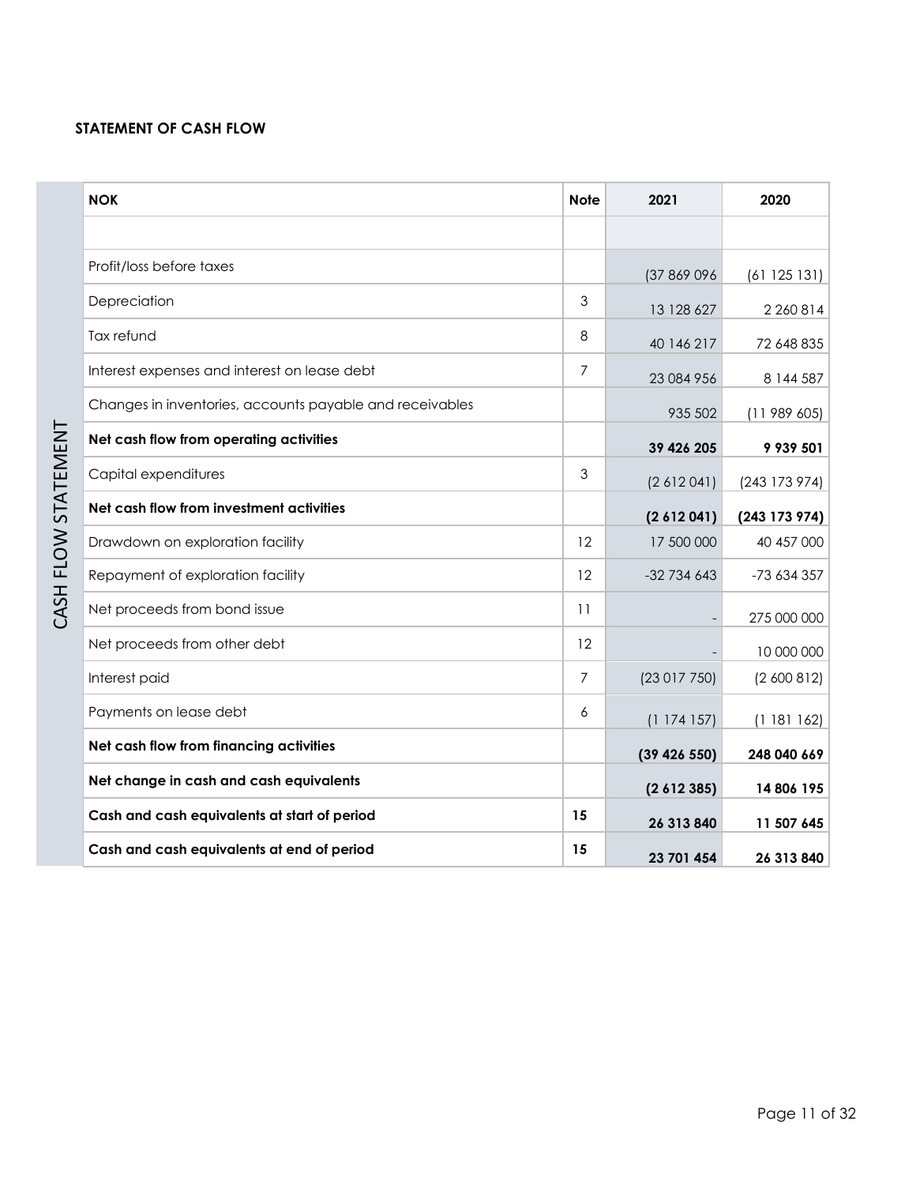**STATEMENT OF CASH FLOW**

CASH FLOW STATEMENT

| NOK | Note | 2021 | 2020 |
|---|---|---|---|
| | | | |
| Profit/loss before taxes | | (37 869 096 | (61 125 131) |
| Depreciation | 3 | 13 128 627 | 2 260 814 |
| Tax refund | 8 | 40 146 217 | 72 648 835 |
| Interest expenses and interest on lease debt | 7 | 23 084 956 | 8 144 587 |
| Changes in inventories, accounts payable and receivables | | 935 502 | (11 989 605) |
| **Net cash flow from operating activities** | | **39 426 205** | **9 939 501** |
| Capital expenditures | 3 | (2 612 041) | (243 173 974) |
| **Net cash flow from investment activities** | | **(2 612 041)** | **(243 173 974)** |
| Drawdown on exploration facility | 12 | 17 500 000 | 40 457 000 |
| Repayment of exploration facility | 12 | -32 734 643 | -73 634 357 |
| Net proceeds from bond issue | 11 | - | 275 000 000 |
| Net proceeds from other debt | 12 | - | 10 000 000 |
| Interest paid | 7 | (23 017 750) | (2 600 812) |
| Payments on lease debt | 6 | (1 174 157) | (1 181 162) |
| **Net cash flow from financing activities** | | **(39 426 550)** | **248 040 669** |
| **Net change in cash and cash equivalents** | | **(2 612 385)** | **14 806 195** |
| **Cash and cash equivalents at start of period** | **15** | **26 313 840** | **11 507 645** |
| **Cash and cash equivalents at end of period** | **15** | **23 701 454** | **26 313 840** |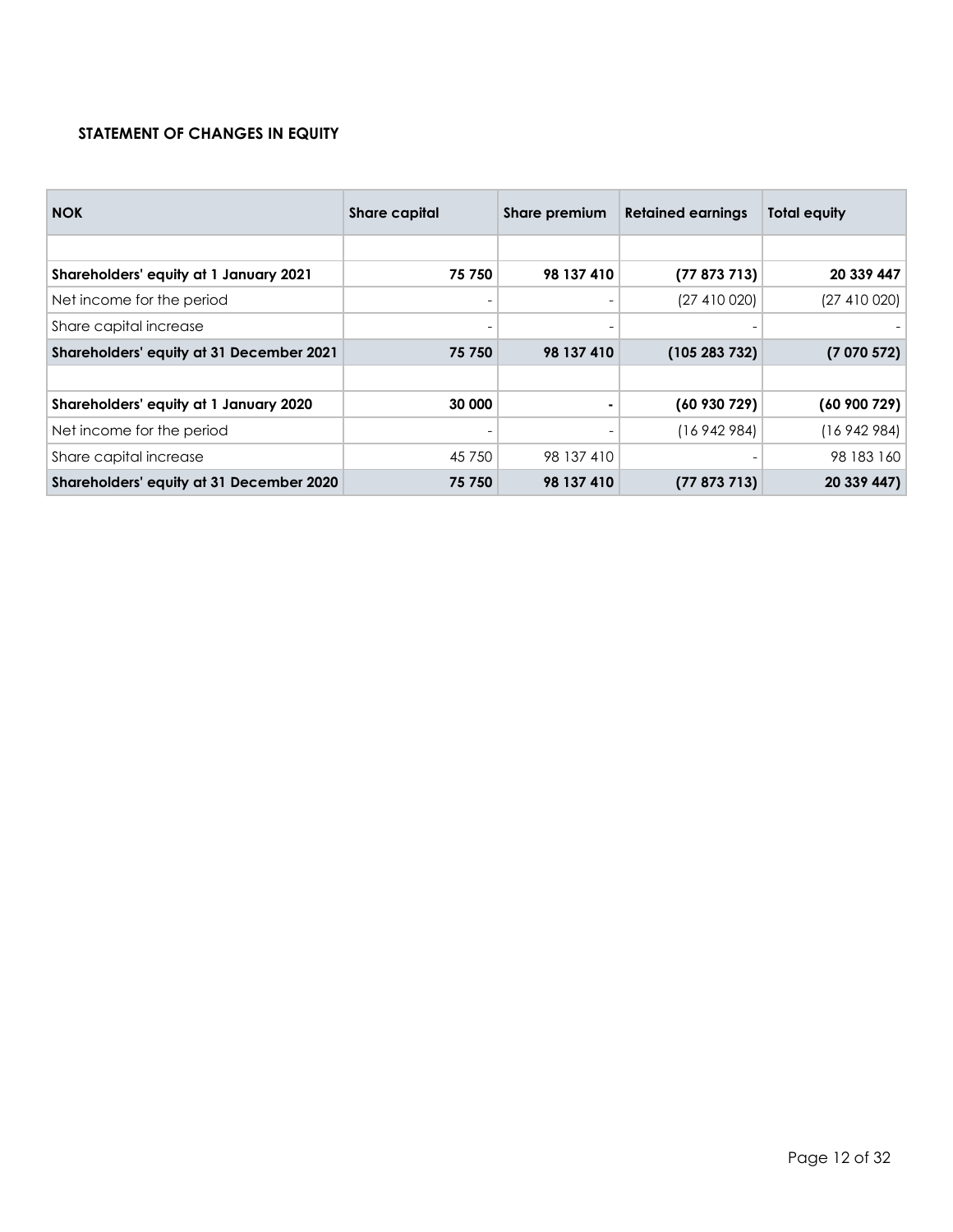**STATEMENT OF CHANGES IN EQUITY**

| NOK | Share capital | Share premium | Retained earnings | Total equity |
|---|---|---|---|---|
| | | | | |
| **Shareholders' equity at 1 January 2021** | **75 750** | **98 137 410** | **(77 873 713)** | **20 339 447** |
| Net income for the period | - | - | (27 410 020) | (27 410 020) |
| Share capital increase | - | - | - | - |
| **Shareholders' equity at 31 December 2021** | **75 750** | **98 137 410** | **(105 283 732)** | **(7 070 572)** |
| | | | | |
| **Shareholders' equity at 1 January 2020** | **30 000** | **-** | **(60 930 729)** | **(60 900 729)** |
| Net income for the period | - | - | (16 942 984) | (16 942 984) |
| Share capital increase | 45 750 | 98 137 410 | - | 98 183 160 |
| **Shareholders' equity at 31 December 2020** | **75 750** | **98 137 410** | **(77 873 713)** | **20 339 447)** |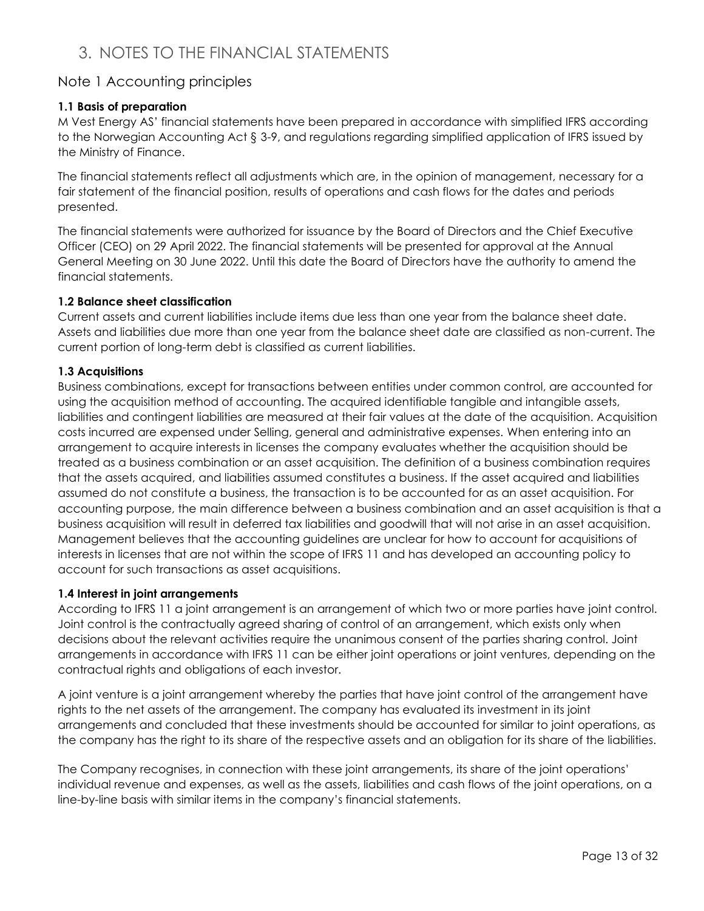# 3. NOTES TO THE FINANCIAL STATEMENTS

## Note 1 Accounting principles

**1.1 Basis of preparation**

M Vest Energy AS' financial statements have been prepared in accordance with simplified IFRS according to the Norwegian Accounting Act § 3-9, and regulations regarding simplified application of IFRS issued by the Ministry of Finance.

The financial statements reflect all adjustments which are, in the opinion of management, necessary for a fair statement of the financial position, results of operations and cash flows for the dates and periods presented.

The financial statements were authorized for issuance by the Board of Directors and the Chief Executive Officer (CEO) on 29 April 2022. The financial statements will be presented for approval at the Annual General Meeting on 30 June 2022. Until this date the Board of Directors have the authority to amend the financial statements.

**1.2 Balance sheet classification**

Current assets and current liabilities include items due less than one year from the balance sheet date. Assets and liabilities due more than one year from the balance sheet date are classified as non-current. The current portion of long-term debt is classified as current liabilities.

**1.3 Acquisitions**

Business combinations, except for transactions between entities under common control, are accounted for using the acquisition method of accounting. The acquired identifiable tangible and intangible assets, liabilities and contingent liabilities are measured at their fair values at the date of the acquisition. Acquisition costs incurred are expensed under Selling, general and administrative expenses. When entering into an arrangement to acquire interests in licenses the company evaluates whether the acquisition should be treated as a business combination or an asset acquisition. The definition of a business combination requires that the assets acquired, and liabilities assumed constitutes a business. If the asset acquired and liabilities assumed do not constitute a business, the transaction is to be accounted for as an asset acquisition. For accounting purpose, the main difference between a business combination and an asset acquisition is that a business acquisition will result in deferred tax liabilities and goodwill that will not arise in an asset acquisition. Management believes that the accounting guidelines are unclear for how to account for acquisitions of interests in licenses that are not within the scope of IFRS 11 and has developed an accounting policy to account for such transactions as asset acquisitions.

**1.4 Interest in joint arrangements**

According to IFRS 11 a joint arrangement is an arrangement of which two or more parties have joint control. Joint control is the contractually agreed sharing of control of an arrangement, which exists only when decisions about the relevant activities require the unanimous consent of the parties sharing control. Joint arrangements in accordance with IFRS 11 can be either joint operations or joint ventures, depending on the contractual rights and obligations of each investor.

A joint venture is a joint arrangement whereby the parties that have joint control of the arrangement have rights to the net assets of the arrangement. The company has evaluated its investment in its joint arrangements and concluded that these investments should be accounted for similar to joint operations, as the company has the right to its share of the respective assets and an obligation for its share of the liabilities.

The Company recognises, in connection with these joint arrangements, its share of the joint operations' individual revenue and expenses, as well as the assets, liabilities and cash flows of the joint operations, on a line-by-line basis with similar items in the company's financial statements.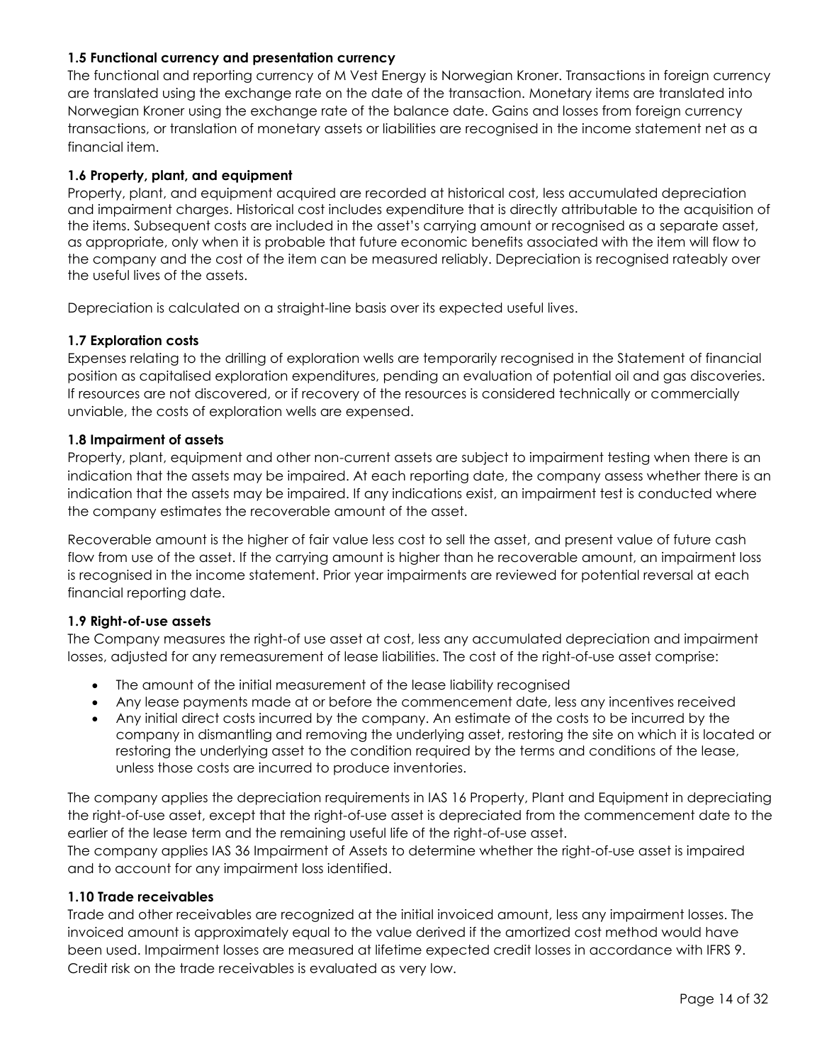### 1.5 Functional currency and presentation currency

The functional and reporting currency of M Vest Energy is Norwegian Kroner. Transactions in foreign currency are translated using the exchange rate on the date of the transaction. Monetary items are translated into Norwegian Kroner using the exchange rate of the balance date. Gains and losses from foreign currency transactions, or translation of monetary assets or liabilities are recognised in the income statement net as a financial item.

### 1.6 Property, plant, and equipment

Property, plant, and equipment acquired are recorded at historical cost, less accumulated depreciation and impairment charges. Historical cost includes expenditure that is directly attributable to the acquisition of the items. Subsequent costs are included in the asset's carrying amount or recognised as a separate asset, as appropriate, only when it is probable that future economic benefits associated with the item will flow to the company and the cost of the item can be measured reliably. Depreciation is recognised rateably over the useful lives of the assets.

Depreciation is calculated on a straight-line basis over its expected useful lives.

### 1.7 Exploration costs

Expenses relating to the drilling of exploration wells are temporarily recognised in the Statement of financial position as capitalised exploration expenditures, pending an evaluation of potential oil and gas discoveries. If resources are not discovered, or if recovery of the resources is considered technically or commercially unviable, the costs of exploration wells are expensed.

### 1.8 Impairment of assets

Property, plant, equipment and other non-current assets are subject to impairment testing when there is an indication that the assets may be impaired. At each reporting date, the company assess whether there is an indication that the assets may be impaired. If any indications exist, an impairment test is conducted where the company estimates the recoverable amount of the asset.

Recoverable amount is the higher of fair value less cost to sell the asset, and present value of future cash flow from use of the asset. If the carrying amount is higher than he recoverable amount, an impairment loss is recognised in the income statement. Prior year impairments are reviewed for potential reversal at each financial reporting date.

### 1.9 Right-of-use assets

The Company measures the right-of use asset at cost, less any accumulated depreciation and impairment losses, adjusted for any remeasurement of lease liabilities. The cost of the right-of-use asset comprise:

- The amount of the initial measurement of the lease liability recognised
- Any lease payments made at or before the commencement date, less any incentives received
- Any initial direct costs incurred by the company. An estimate of the costs to be incurred by the company in dismantling and removing the underlying asset, restoring the site on which it is located or restoring the underlying asset to the condition required by the terms and conditions of the lease, unless those costs are incurred to produce inventories.

The company applies the depreciation requirements in IAS 16 Property, Plant and Equipment in depreciating the right-of-use asset, except that the right-of-use asset is depreciated from the commencement date to the earlier of the lease term and the remaining useful life of the right-of-use asset.
The company applies IAS 36 Impairment of Assets to determine whether the right-of-use asset is impaired and to account for any impairment loss identified.

### 1.10 Trade receivables

Trade and other receivables are recognized at the initial invoiced amount, less any impairment losses. The invoiced amount is approximately equal to the value derived if the amortized cost method would have been used. Impairment losses are measured at lifetime expected credit losses in accordance with IFRS 9. Credit risk on the trade receivables is evaluated as very low.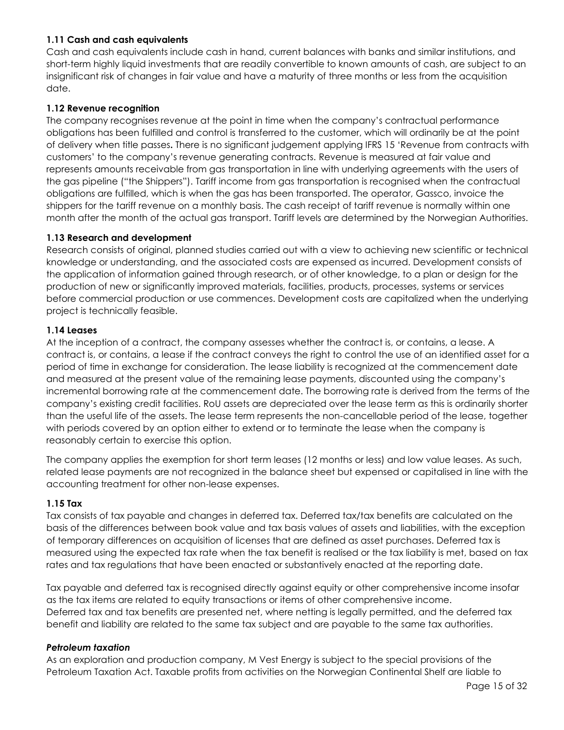### 1.11 Cash and cash equivalents

Cash and cash equivalents include cash in hand, current balances with banks and similar institutions, and short-term highly liquid investments that are readily convertible to known amounts of cash, are subject to an insignificant risk of changes in fair value and have a maturity of three months or less from the acquisition date.

### 1.12 Revenue recognition

The company recognises revenue at the point in time when the company's contractual performance obligations has been fulfilled and control is transferred to the customer, which will ordinarily be at the point of delivery when title passes**.** There is no significant judgement applying IFRS 15 'Revenue from contracts with customers' to the company's revenue generating contracts. Revenue is measured at fair value and represents amounts receivable from gas transportation in line with underlying agreements with the users of the gas pipeline ("the Shippers"). Tariff income from gas transportation is recognised when the contractual obligations are fulfilled, which is when the gas has been transported. The operator, Gassco, invoice the shippers for the tariff revenue on a monthly basis. The cash receipt of tariff revenue is normally within one month after the month of the actual gas transport. Tariff levels are determined by the Norwegian Authorities.

### 1.13 Research and development

Research consists of original, planned studies carried out with a view to achieving new scientific or technical knowledge or understanding, and the associated costs are expensed as incurred. Development consists of the application of information gained through research, or of other knowledge, to a plan or design for the production of new or significantly improved materials, facilities, products, processes, systems or services before commercial production or use commences. Development costs are capitalized when the underlying project is technically feasible.

### 1.14 Leases

At the inception of a contract, the company assesses whether the contract is, or contains, a lease. A contract is, or contains, a lease if the contract conveys the right to control the use of an identified asset for a period of time in exchange for consideration. The lease liability is recognized at the commencement date and measured at the present value of the remaining lease payments, discounted using the company's incremental borrowing rate at the commencement date. The borrowing rate is derived from the terms of the company's existing credit facilities. RoU assets are depreciated over the lease term as this is ordinarily shorter than the useful life of the assets. The lease term represents the non-cancellable period of the lease, together with periods covered by an option either to extend or to terminate the lease when the company is reasonably certain to exercise this option.

The company applies the exemption for short term leases (12 months or less) and low value leases. As such, related lease payments are not recognized in the balance sheet but expensed or capitalised in line with the accounting treatment for other non-lease expenses.

### 1.15 Tax

Tax consists of tax payable and changes in deferred tax. Deferred tax/tax benefits are calculated on the basis of the differences between book value and tax basis values of assets and liabilities, with the exception of temporary differences on acquisition of licenses that are defined as asset purchases. Deferred tax is measured using the expected tax rate when the tax benefit is realised or the tax liability is met, based on tax rates and tax regulations that have been enacted or substantively enacted at the reporting date.

Tax payable and deferred tax is recognised directly against equity or other comprehensive income insofar as the tax items are related to equity transactions or items of other comprehensive income.
Deferred tax and tax benefits are presented net, where netting is legally permitted, and the deferred tax benefit and liability are related to the same tax subject and are payable to the same tax authorities.

#### *Petroleum taxation*

As an exploration and production company, M Vest Energy is subject to the special provisions of the Petroleum Taxation Act. Taxable profits from activities on the Norwegian Continental Shelf are liable to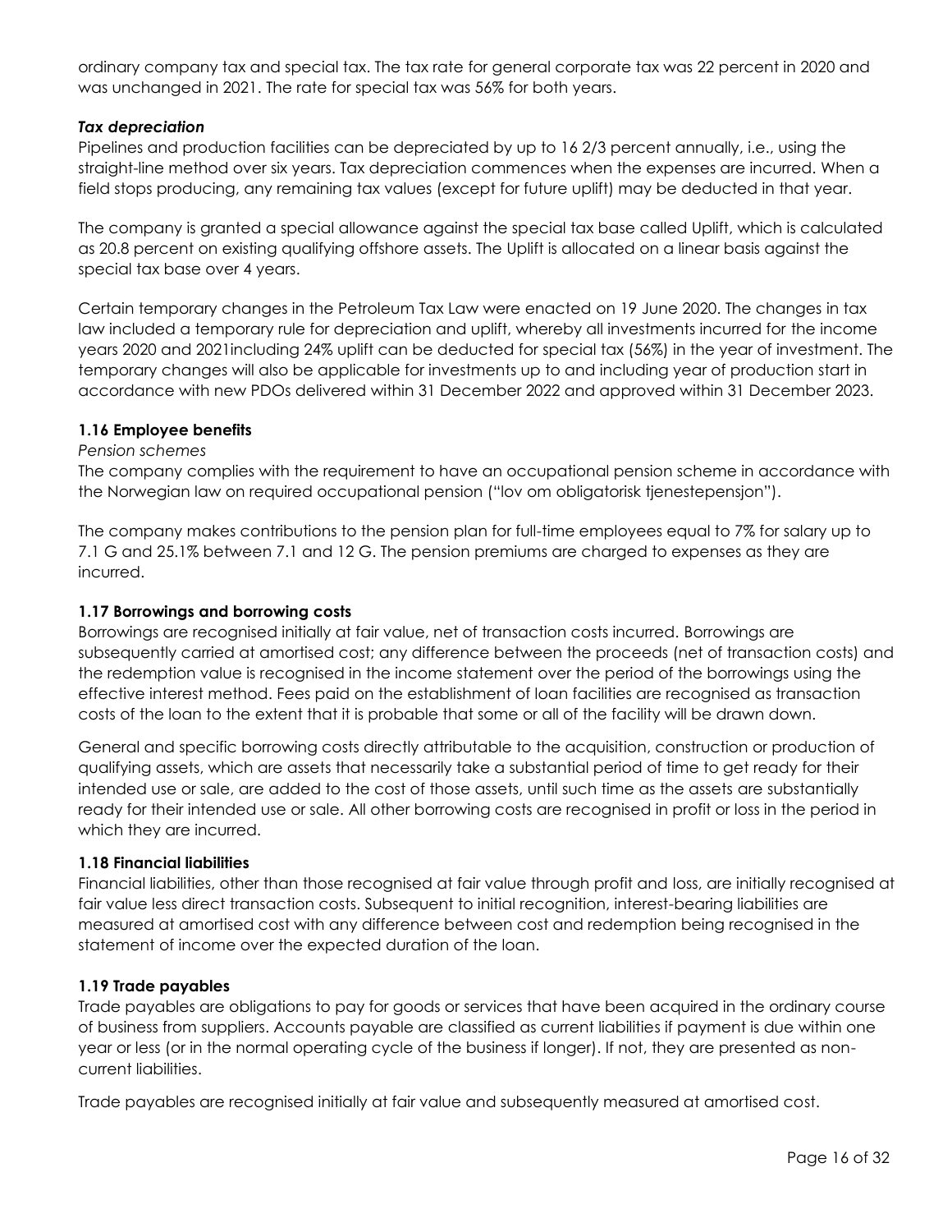ordinary company tax and special tax. The tax rate for general corporate tax was 22 percent in 2020 and was unchanged in 2021. The rate for special tax was 56% for both years.

***Tax depreciation***

Pipelines and production facilities can be depreciated by up to 16 2/3 percent annually, i.e., using the straight-line method over six years. Tax depreciation commences when the expenses are incurred. When a field stops producing, any remaining tax values (except for future uplift) may be deducted in that year.

The company is granted a special allowance against the special tax base called Uplift, which is calculated as 20.8 percent on existing qualifying offshore assets. The Uplift is allocated on a linear basis against the special tax base over 4 years.

Certain temporary changes in the Petroleum Tax Law were enacted on 19 June 2020. The changes in tax law included a temporary rule for depreciation and uplift, whereby all investments incurred for the income years 2020 and 2021including 24% uplift can be deducted for special tax (56%) in the year of investment. The temporary changes will also be applicable for investments up to and including year of production start in accordance with new PDOs delivered within 31 December 2022 and approved within 31 December 2023.

### 1.16 Employee benefits

*Pension schemes*

The company complies with the requirement to have an occupational pension scheme in accordance with the Norwegian law on required occupational pension ("lov om obligatorisk tjenestepensjon").

The company makes contributions to the pension plan for full-time employees equal to 7% for salary up to 7.1 G and 25.1% between 7.1 and 12 G. The pension premiums are charged to expenses as they are incurred.

### 1.17 Borrowings and borrowing costs

Borrowings are recognised initially at fair value, net of transaction costs incurred. Borrowings are subsequently carried at amortised cost; any difference between the proceeds (net of transaction costs) and the redemption value is recognised in the income statement over the period of the borrowings using the effective interest method. Fees paid on the establishment of loan facilities are recognised as transaction costs of the loan to the extent that it is probable that some or all of the facility will be drawn down.

General and specific borrowing costs directly attributable to the acquisition, construction or production of qualifying assets, which are assets that necessarily take a substantial period of time to get ready for their intended use or sale, are added to the cost of those assets, until such time as the assets are substantially ready for their intended use or sale. All other borrowing costs are recognised in profit or loss in the period in which they are incurred.

### 1.18 Financial liabilities

Financial liabilities, other than those recognised at fair value through profit and loss, are initially recognised at fair value less direct transaction costs. Subsequent to initial recognition, interest-bearing liabilities are measured at amortised cost with any difference between cost and redemption being recognised in the statement of income over the expected duration of the loan.

### 1.19 Trade payables

Trade payables are obligations to pay for goods or services that have been acquired in the ordinary course of business from suppliers. Accounts payable are classified as current liabilities if payment is due within one year or less (or in the normal operating cycle of the business if longer). If not, they are presented as non-current liabilities.

Trade payables are recognised initially at fair value and subsequently measured at amortised cost.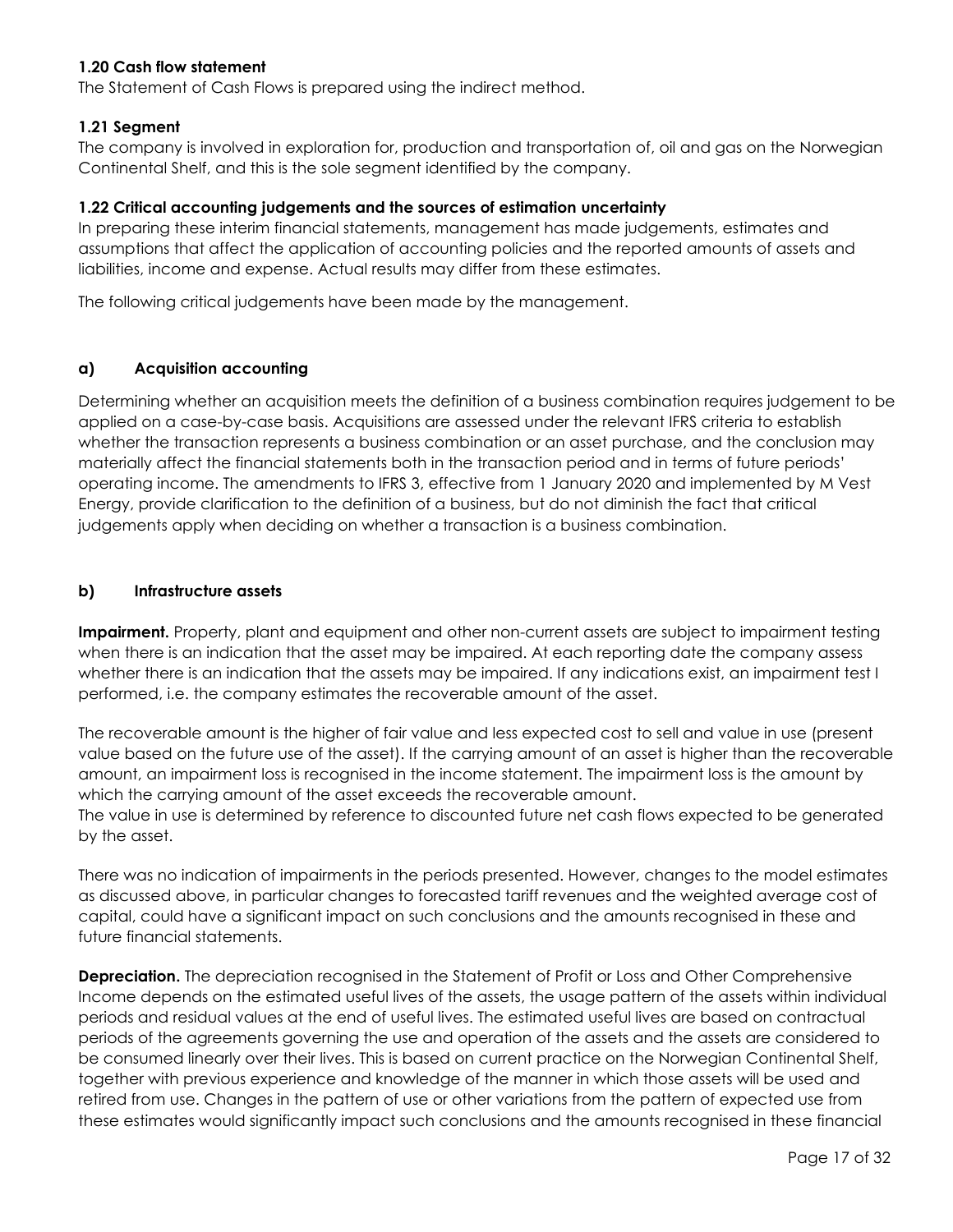### 1.20 Cash flow statement

The Statement of Cash Flows is prepared using the indirect method.

### 1.21 Segment

The company is involved in exploration for, production and transportation of, oil and gas on the Norwegian Continental Shelf, and this is the sole segment identified by the company.

### 1.22 Critical accounting judgements and the sources of estimation uncertainty

In preparing these interim financial statements, management has made judgements, estimates and assumptions that affect the application of accounting policies and the reported amounts of assets and liabilities, income and expense. Actual results may differ from these estimates.

The following critical judgements have been made by the management.

#### a) Acquisition accounting

Determining whether an acquisition meets the definition of a business combination requires judgement to be applied on a case-by-case basis. Acquisitions are assessed under the relevant IFRS criteria to establish whether the transaction represents a business combination or an asset purchase, and the conclusion may materially affect the financial statements both in the transaction period and in terms of future periods' operating income. The amendments to IFRS 3, effective from 1 January 2020 and implemented by M Vest Energy, provide clarification to the definition of a business, but do not diminish the fact that critical judgements apply when deciding on whether a transaction is a business combination.

#### b) Infrastructure assets

**Impairment.** Property, plant and equipment and other non-current assets are subject to impairment testing when there is an indication that the asset may be impaired. At each reporting date the company assess whether there is an indication that the assets may be impaired. If any indications exist, an impairment test I performed, i.e. the company estimates the recoverable amount of the asset.

The recoverable amount is the higher of fair value and less expected cost to sell and value in use (present value based on the future use of the asset). If the carrying amount of an asset is higher than the recoverable amount, an impairment loss is recognised in the income statement. The impairment loss is the amount by which the carrying amount of the asset exceeds the recoverable amount.
The value in use is determined by reference to discounted future net cash flows expected to be generated by the asset.

There was no indication of impairments in the periods presented. However, changes to the model estimates as discussed above, in particular changes to forecasted tariff revenues and the weighted average cost of capital, could have a significant impact on such conclusions and the amounts recognised in these and future financial statements.

**Depreciation.** The depreciation recognised in the Statement of Profit or Loss and Other Comprehensive Income depends on the estimated useful lives of the assets, the usage pattern of the assets within individual periods and residual values at the end of useful lives. The estimated useful lives are based on contractual periods of the agreements governing the use and operation of the assets and the assets are considered to be consumed linearly over their lives. This is based on current practice on the Norwegian Continental Shelf, together with previous experience and knowledge of the manner in which those assets will be used and retired from use. Changes in the pattern of use or other variations from the pattern of expected use from these estimates would significantly impact such conclusions and the amounts recognised in these financial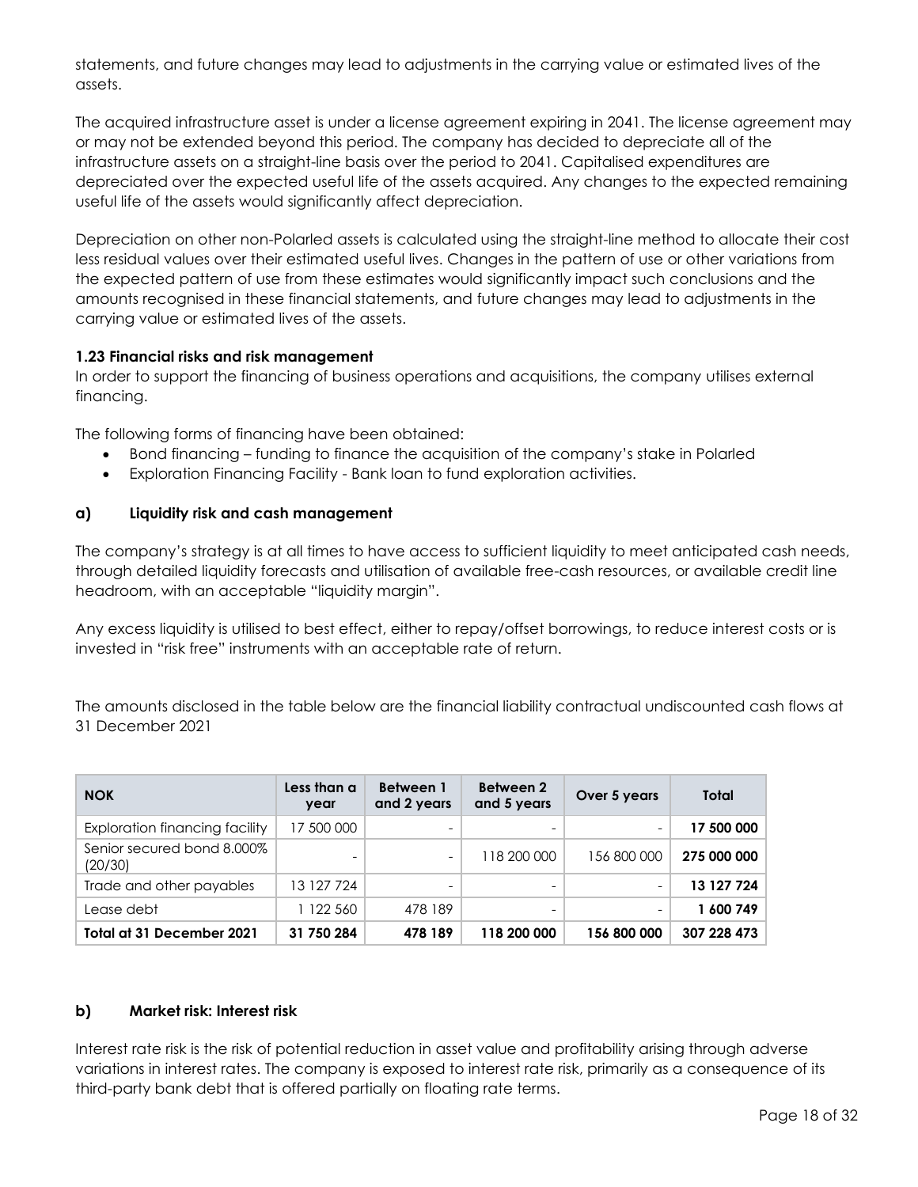statements, and future changes may lead to adjustments in the carrying value or estimated lives of the assets.

The acquired infrastructure asset is under a license agreement expiring in 2041. The license agreement may or may not be extended beyond this period. The company has decided to depreciate all of the infrastructure assets on a straight-line basis over the period to 2041. Capitalised expenditures are depreciated over the expected useful life of the assets acquired. Any changes to the expected remaining useful life of the assets would significantly affect depreciation.

Depreciation on other non-Polarled assets is calculated using the straight-line method to allocate their cost less residual values over their estimated useful lives. Changes in the pattern of use or other variations from the expected pattern of use from these estimates would significantly impact such conclusions and the amounts recognised in these financial statements, and future changes may lead to adjustments in the carrying value or estimated lives of the assets.

### 1.23 Financial risks and risk management

In order to support the financing of business operations and acquisitions, the company utilises external financing.

The following forms of financing have been obtained:

- Bond financing – funding to finance the acquisition of the company's stake in Polarled
- Exploration Financing Facility - Bank loan to fund exploration activities.

#### a) Liquidity risk and cash management

The company's strategy is at all times to have access to sufficient liquidity to meet anticipated cash needs, through detailed liquidity forecasts and utilisation of available free-cash resources, or available credit line headroom, with an acceptable "liquidity margin".

Any excess liquidity is utilised to best effect, either to repay/offset borrowings, to reduce interest costs or is invested in "risk free" instruments with an acceptable rate of return.

The amounts disclosed in the table below are the financial liability contractual undiscounted cash flows at 31 December 2021

| NOK | Less than a year | Between 1 and 2 years | Between 2 and 5 years | Over 5 years | Total |
|---|---|---|---|---|---|
| Exploration financing facility | 17 500 000 | - | - | - | **17 500 000** |
| Senior secured bond 8.000% (20/30) | - | - | 118 200 000 | 156 800 000 | **275 000 000** |
| Trade and other payables | 13 127 724 | - | - | - | **13 127 724** |
| Lease debt | 1 122 560 | 478 189 | - | - | **1 600 749** |
| **Total at 31 December 2021** | **31 750 284** | **478 189** | **118 200 000** | **156 800 000** | **307 228 473** |

#### b) Market risk: Interest risk

Interest rate risk is the risk of potential reduction in asset value and profitability arising through adverse variations in interest rates. The company is exposed to interest rate risk, primarily as a consequence of its third-party bank debt that is offered partially on floating rate terms.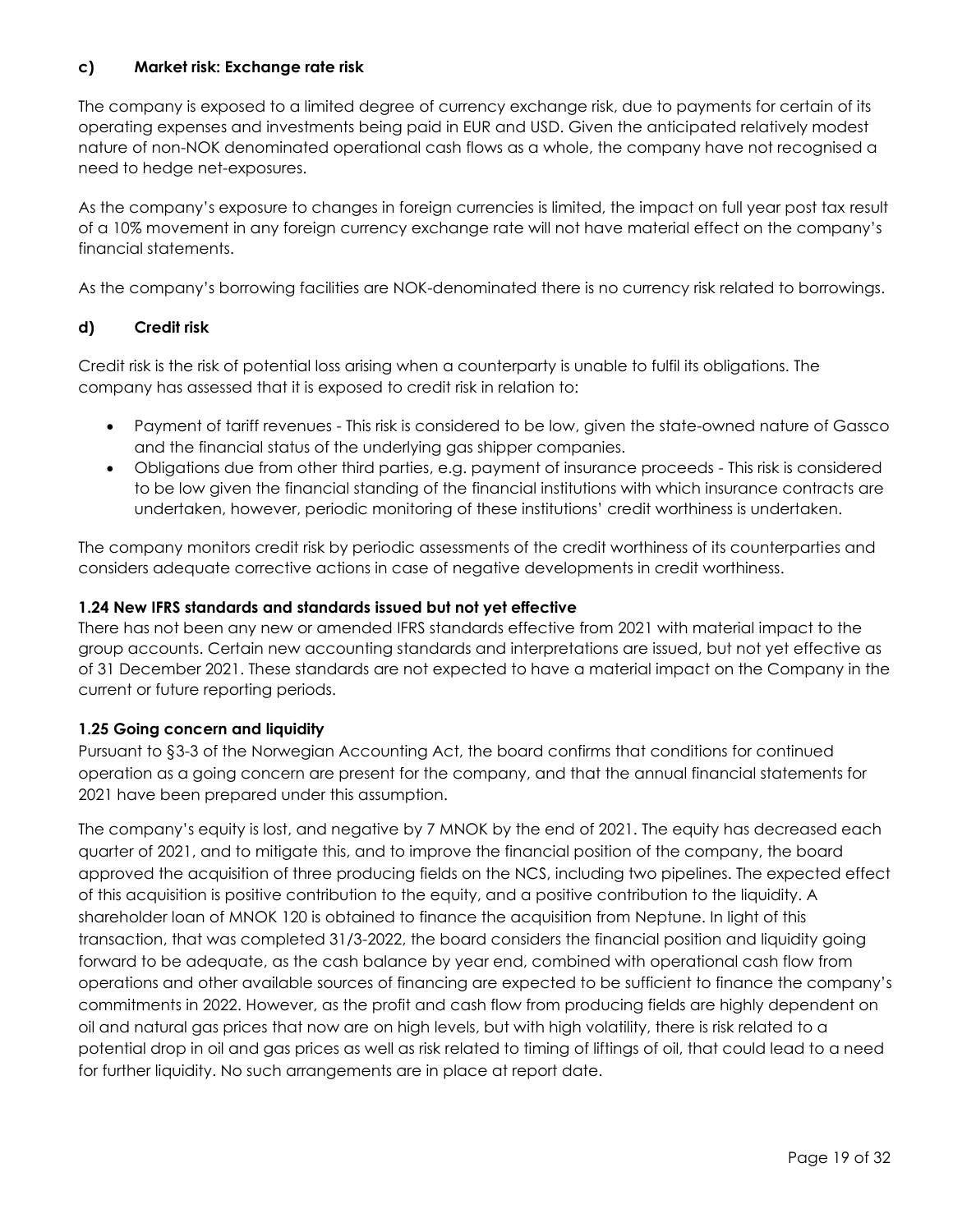### c) Market risk: Exchange rate risk

The company is exposed to a limited degree of currency exchange risk, due to payments for certain of its operating expenses and investments being paid in EUR and USD. Given the anticipated relatively modest nature of non-NOK denominated operational cash flows as a whole, the company have not recognised a need to hedge net-exposures.

As the company's exposure to changes in foreign currencies is limited, the impact on full year post tax result of a 10% movement in any foreign currency exchange rate will not have material effect on the company's financial statements.

As the company's borrowing facilities are NOK-denominated there is no currency risk related to borrowings.

### d) Credit risk

Credit risk is the risk of potential loss arising when a counterparty is unable to fulfil its obligations. The company has assessed that it is exposed to credit risk in relation to:

- Payment of tariff revenues - This risk is considered to be low, given the state-owned nature of Gassco and the financial status of the underlying gas shipper companies.
- Obligations due from other third parties, e.g. payment of insurance proceeds - This risk is considered to be low given the financial standing of the financial institutions with which insurance contracts are undertaken, however, periodic monitoring of these institutions' credit worthiness is undertaken.

The company monitors credit risk by periodic assessments of the credit worthiness of its counterparties and considers adequate corrective actions in case of negative developments in credit worthiness.

### 1.24 New IFRS standards and standards issued but not yet effective

There has not been any new or amended IFRS standards effective from 2021 with material impact to the group accounts. Certain new accounting standards and interpretations are issued, but not yet effective as of 31 December 2021. These standards are not expected to have a material impact on the Company in the current or future reporting periods.

### 1.25 Going concern and liquidity

Pursuant to §3-3 of the Norwegian Accounting Act, the board confirms that conditions for continued operation as a going concern are present for the company, and that the annual financial statements for 2021 have been prepared under this assumption.

The company's equity is lost, and negative by 7 MNOK by the end of 2021. The equity has decreased each quarter of 2021, and to mitigate this, and to improve the financial position of the company, the board approved the acquisition of three producing fields on the NCS, including two pipelines. The expected effect of this acquisition is positive contribution to the equity, and a positive contribution to the liquidity. A shareholder loan of MNOK 120 is obtained to finance the acquisition from Neptune. In light of this transaction, that was completed 31/3-2022, the board considers the financial position and liquidity going forward to be adequate, as the cash balance by year end, combined with operational cash flow from operations and other available sources of financing are expected to be sufficient to finance the company's commitments in 2022. However, as the profit and cash flow from producing fields are highly dependent on oil and natural gas prices that now are on high levels, but with high volatility, there is risk related to a potential drop in oil and gas prices as well as risk related to timing of liftings of oil, that could lead to a need for further liquidity. No such arrangements are in place at report date.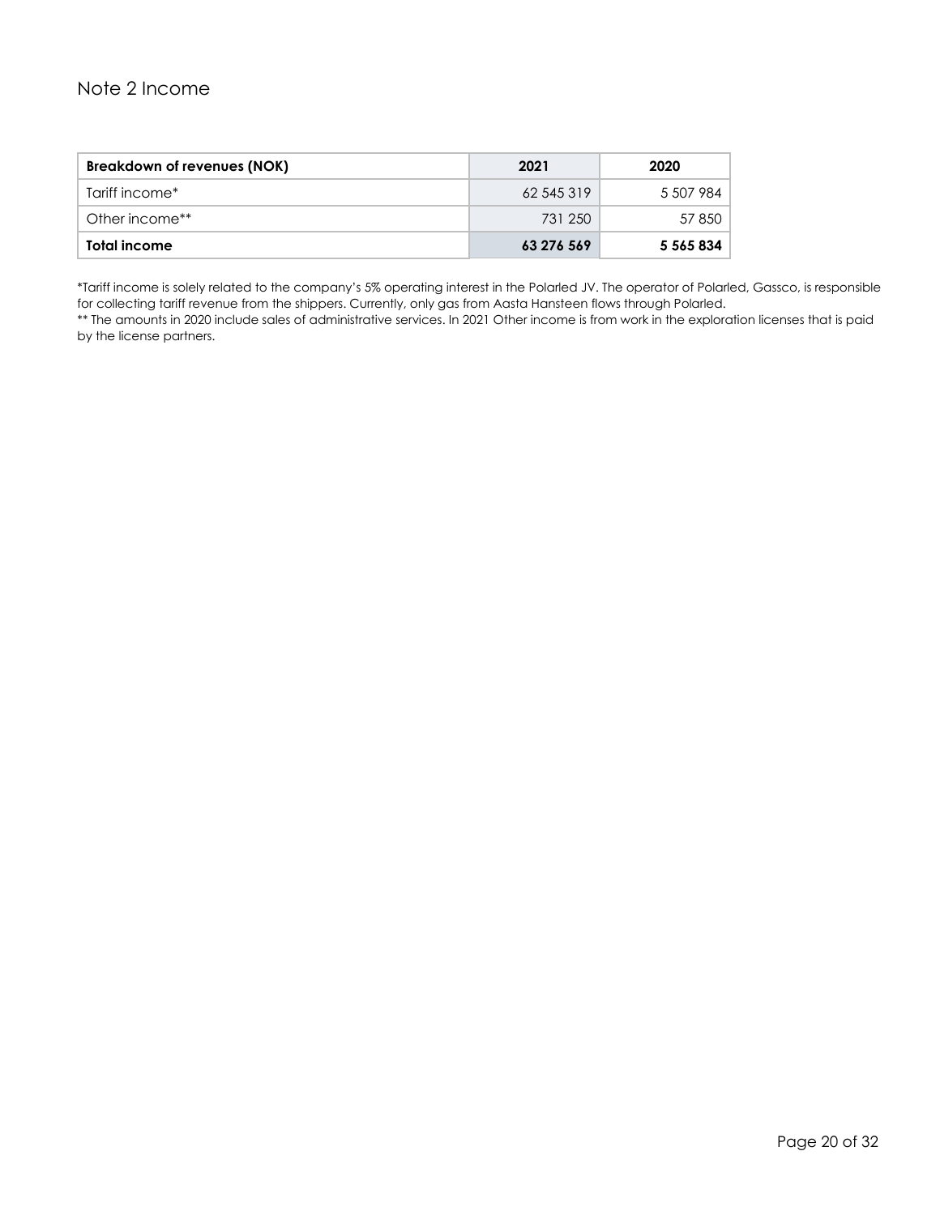## Note 2 Income

| **Breakdown of revenues (NOK)** | **2021** | **2020** |
|---|---|---|
| Tariff income* | 62 545 319 | 5 507 984 |
| Other income** | 731 250 | 57 850 |
| **Total income** | ***63 276 569*** | **5 565 834** |

*Tariff income is solely related to the company's 5% operating interest in the Polarled JV. The operator of Polarled, Gassco, is responsible for collecting tariff revenue from the shippers. Currently, only gas from Aasta Hansteen flows through Polarled.

** The amounts in 2020 include sales of administrative services. In 2021 Other income is from work in the exploration licenses that is paid by the license partners.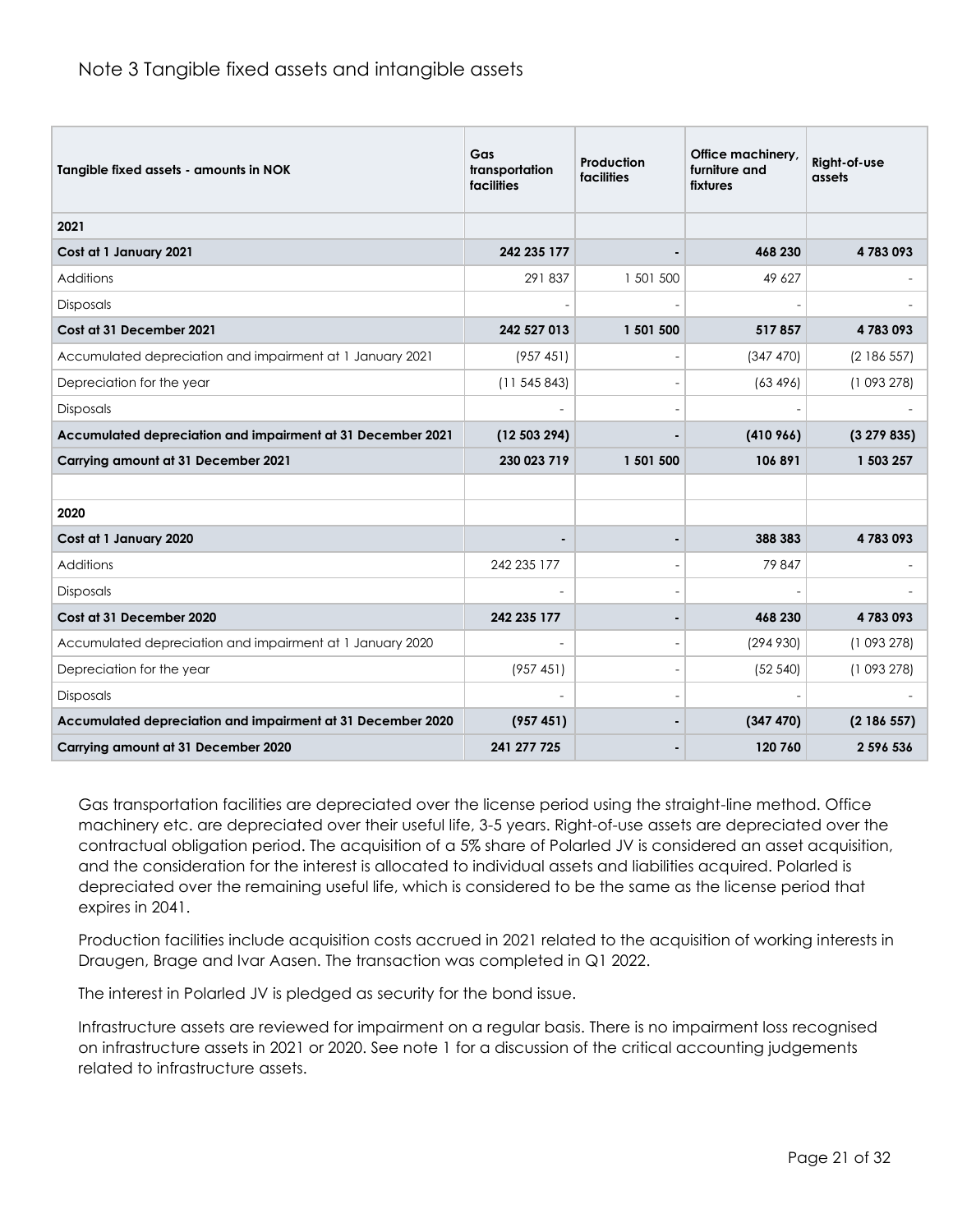# Note 3 Tangible fixed assets and intangible assets

| Tangible fixed assets - amounts in NOK | Gas transportation facilities | Production facilities | Office machinery, furniture and fixtures | Right-of-use assets |
|---|---|---|---|---|
| **2021** | | | | |
| **Cost at 1 January 2021** | **242 235 177** | **-** | **468 230** | **4 783 093** |
| Additions | 291 837 | 1 501 500 | 49 627 | - |
| Disposals | - | - | - | - |
| **Cost at 31 December 2021** | **242 527 013** | **1 501 500** | **517 857** | **4 783 093** |
| Accumulated depreciation and impairment at 1 January 2021 | (957 451) | - | (347 470) | (2 186 557) |
| Depreciation for the year | (11 545 843) | - | (63 496) | (1 093 278) |
| Disposals | - | - | - | - |
| **Accumulated depreciation and impairment at 31 December 2021** | **(12 503 294)** | **-** | **(410 966)** | **(3 279 835)** |
| **Carrying amount at 31 December 2021** | **230 023 719** | **1 501 500** | **106 891** | **1 503 257** |
| | | | | |
| **2020** | | | | |
| **Cost at 1 January 2020** | **-** | **-** | **388 383** | **4 783 093** |
| Additions | 242 235 177 | - | 79 847 | - |
| Disposals | - | - | - | - |
| **Cost at 31 December 2020** | **242 235 177** | **-** | **468 230** | **4 783 093** |
| Accumulated depreciation and impairment at 1 January 2020 | - | - | (294 930) | (1 093 278) |
| Depreciation for the year | (957 451) | - | (52 540) | (1 093 278) |
| Disposals | - | - | - | - |
| **Accumulated depreciation and impairment at 31 December 2020** | **(957 451)** | **-** | **(347 470)** | **(2 186 557)** |
| **Carrying amount at 31 December 2020** | **241 277 725** | **-** | **120 760** | **2 596 536** |

Gas transportation facilities are depreciated over the license period using the straight-line method. Office machinery etc. are depreciated over their useful life, 3-5 years. Right-of-use assets are depreciated over the contractual obligation period. The acquisition of a 5% share of Polarled JV is considered an asset acquisition, and the consideration for the interest is allocated to individual assets and liabilities acquired. Polarled is depreciated over the remaining useful life, which is considered to be the same as the license period that expires in 2041.

Production facilities include acquisition costs accrued in 2021 related to the acquisition of working interests in Draugen, Brage and Ivar Aasen. The transaction was completed in Q1 2022.

The interest in Polarled JV is pledged as security for the bond issue.

Infrastructure assets are reviewed for impairment on a regular basis. There is no impairment loss recognised on infrastructure assets in 2021 or 2020. See note 1 for a discussion of the critical accounting judgements related to infrastructure assets.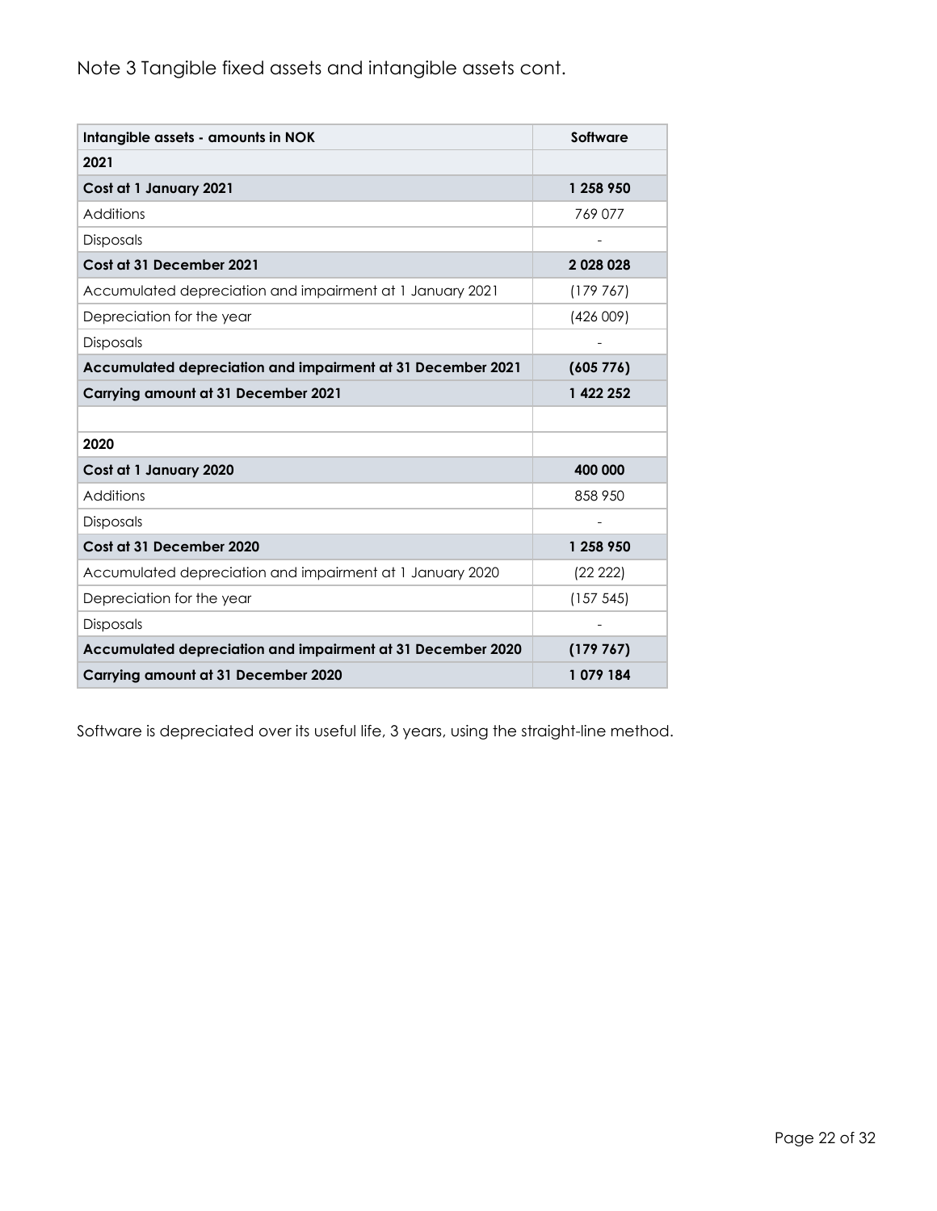Note 3 Tangible fixed assets and intangible assets cont.

| Intangible assets - amounts in NOK | Software |
|---|---|
| **2021** | |
| **Cost at 1 January 2021** | **1 258 950** |
| Additions | 769 077 |
| Disposals | - |
| **Cost at 31 December 2021** | **2 028 028** |
| Accumulated depreciation and impairment at 1 January 2021 | (179 767) |
| Depreciation for the year | (426 009) |
| Disposals | - |
| **Accumulated depreciation and impairment at 31 December 2021** | **(605 776)** |
| **Carrying amount at 31 December 2021** | **1 422 252** |
| | |
| **2020** | |
| **Cost at 1 January 2020** | **400 000** |
| Additions | 858 950 |
| Disposals | - |
| **Cost at 31 December 2020** | **1 258 950** |
| Accumulated depreciation and impairment at 1 January 2020 | (22 222) |
| Depreciation for the year | (157 545) |
| Disposals | - |
| **Accumulated depreciation and impairment at 31 December 2020** | **(179 767)** |
| **Carrying amount at 31 December 2020** | **1 079 184** |

Software is depreciated over its useful life, 3 years, using the straight-line method.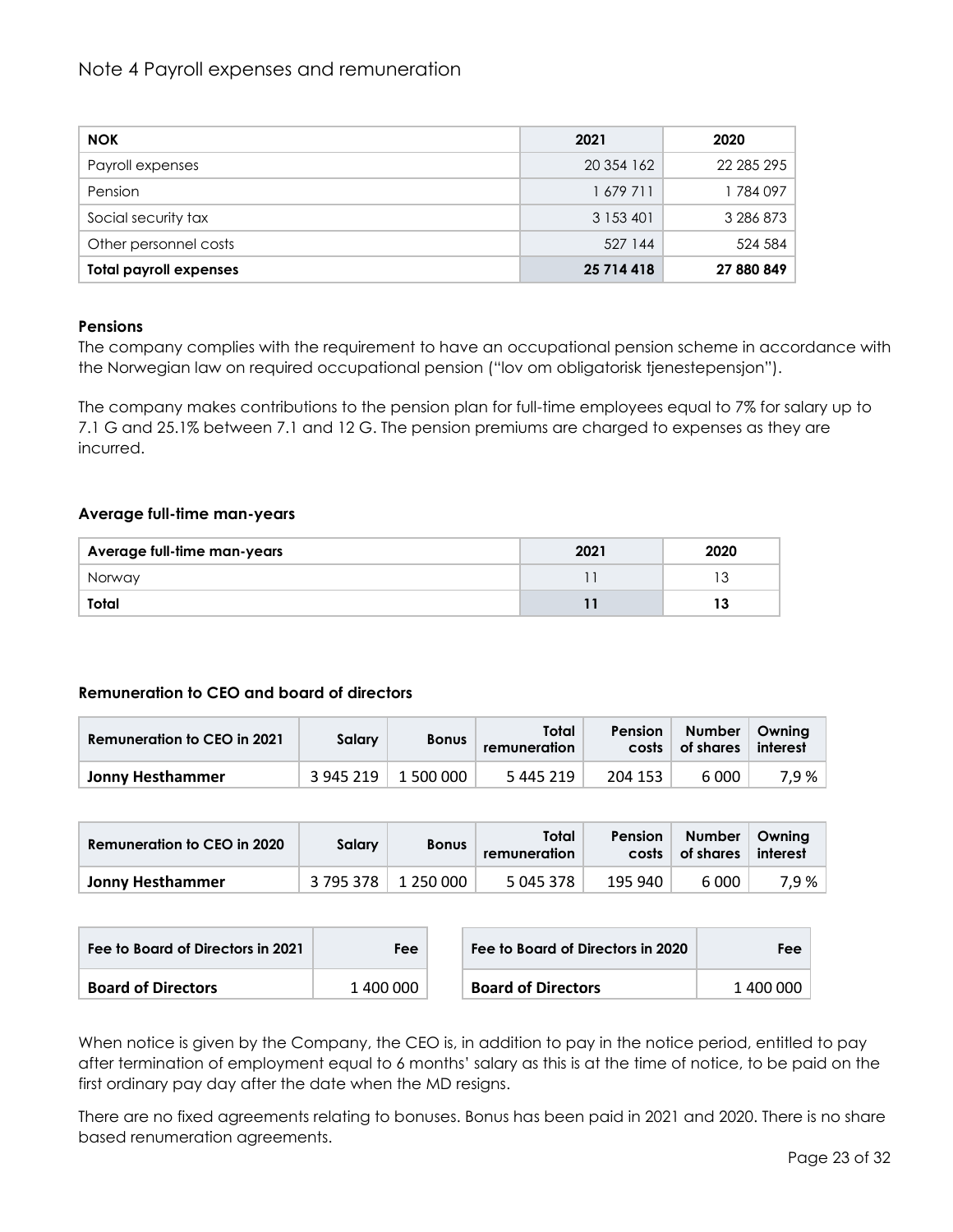## Note 4 Payroll expenses and remuneration

| NOK | 2021 | 2020 |
|---|---|---|
| Payroll expenses | 20 354 162 | 22 285 295 |
| Pension | 1 679 711 | 1 784 097 |
| Social security tax | 3 153 401 | 3 286 873 |
| Other personnel costs | 527 144 | 524 584 |
| **Total payroll expenses** | **25 714 418** | **27 880 849** |

**Pensions**

The company complies with the requirement to have an occupational pension scheme in accordance with the Norwegian law on required occupational pension ("lov om obligatorisk tjenestepensjon").

The company makes contributions to the pension plan for full-time employees equal to 7% for salary up to 7.1 G and 25.1% between 7.1 and 12 G. The pension premiums are charged to expenses as they are incurred.

**Average full-time man-years**

| Average full-time man-years | 2021 | 2020 |
|---|---|---|
| Norway | 11 | 13 |
| **Total** | **11** | **13** |

**Remuneration to CEO and board of directors**

| Remuneration to CEO in 2021 | Salary | Bonus | Total remuneration | Pension costs | Number of shares | Owning interest |
|---|---|---|---|---|---|---|
| **Jonny Hesthammer** | 3 945 219 | 1 500 000 | 5 445 219 | 204 153 | 6 000 | 7,9 % |

| Remuneration to CEO in 2020 | Salary | Bonus | Total remuneration | Pension costs | Number of shares | Owning interest |
|---|---|---|---|---|---|---|
| **Jonny Hesthammer** | 3 795 378 | 1 250 000 | 5 045 378 | 195 940 | 6 000 | 7,9 % |

| Fee to Board of Directors in 2021 | Fee |
|---|---|
| **Board of Directors** | 1 400 000 |

| Fee to Board of Directors in 2020 | Fee |
|---|---|
| **Board of Directors** | 1 400 000 |

When notice is given by the Company, the CEO is, in addition to pay in the notice period, entitled to pay after termination of employment equal to 6 months' salary as this is at the time of notice, to be paid on the first ordinary pay day after the date when the MD resigns.

There are no fixed agreements relating to bonuses. Bonus has been paid in 2021 and 2020. There is no share based renumeration agreements.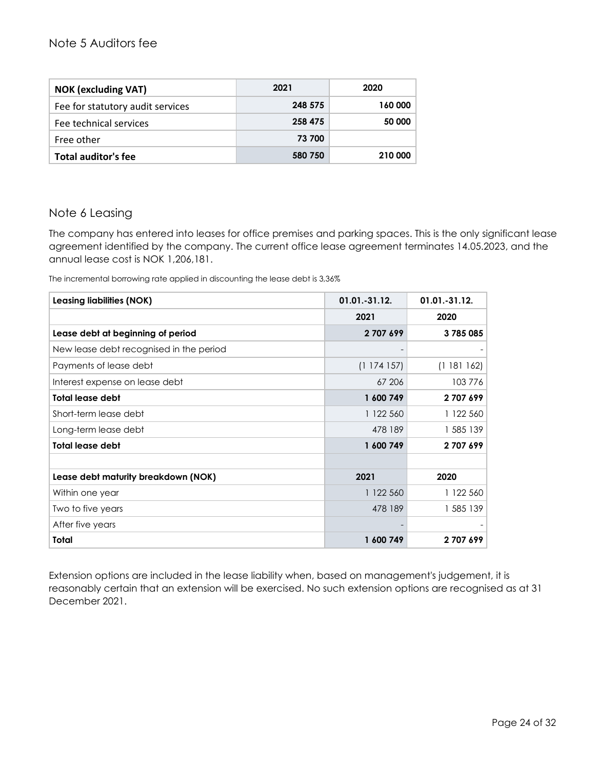## Note 5 Auditors fee

| NOK (excluding VAT) | 2021 | 2020 |
|---|---|---|
| Fee for statutory audit services | 248 575 | 160 000 |
| Fee technical services | 258 475 | 50 000 |
| Free other | 73 700 | |
| **Total auditor's fee** | **580 750** | **210 000** |

## Note 6 Leasing

The company has entered into leases for office premises and parking spaces. This is the only significant lease agreement identified by the company. The current office lease agreement terminates 14.05.2023, and the annual lease cost is NOK 1,206,181.

The incremental borrowing rate applied in discounting the lease debt is 3,36%

| Leasing liabilities (NOK) | 01.01.-31.12. | 01.01.-31.12. |
|---|---|---|
| | 2021 | 2020 |
| **Lease debt at beginning of period** | **2 707 699** | **3 785 085** |
| New lease debt recognised in the period | - | - |
| Payments of lease debt | (1 174 157) | (1 181 162) |
| Interest expense on lease debt | 67 206 | 103 776 |
| **Total lease debt** | **1 600 749** | **2 707 699** |
| Short-term lease debt | 1 122 560 | 1 122 560 |
| Long-term lease debt | 478 189 | 1 585 139 |
| **Total lease debt** | **1 600 749** | **2 707 699** |
| | | |
| **Lease debt maturity breakdown (NOK)** | **2021** | **2020** |
| Within one year | 1 122 560 | 1 122 560 |
| Two to five years | 478 189 | 1 585 139 |
| After five years | - | - |
| **Total** | **1 600 749** | **2 707 699** |

Extension options are included in the lease liability when, based on management's judgement, it is reasonably certain that an extension will be exercised. No such extension options are recognised as at 31 December 2021.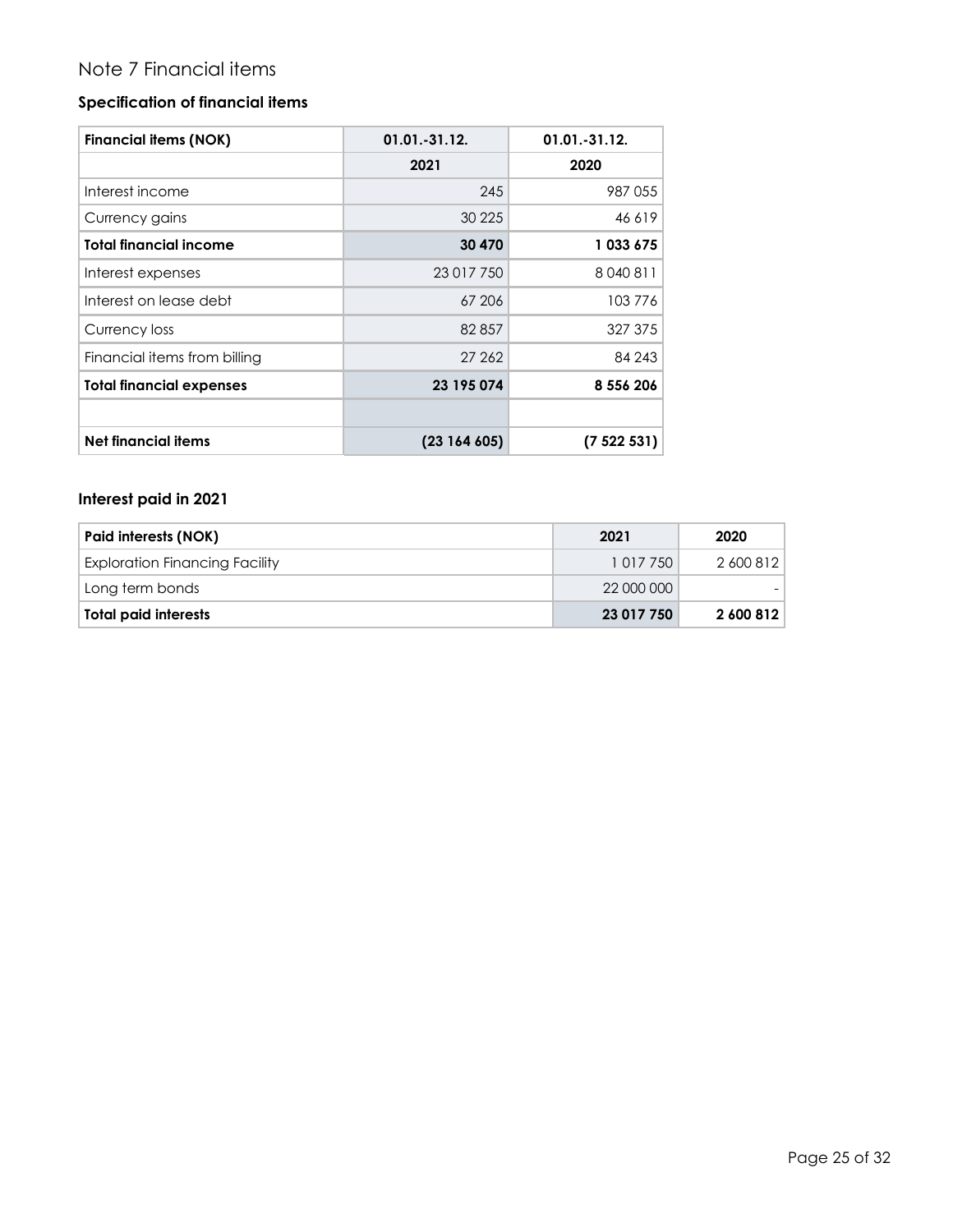## Note 7 Financial items

### Specification of financial items

| Financial items (NOK) | 01.01.-31.12. | 01.01.-31.12. |
|---|---|---|
| | 2021 | 2020 |
| Interest income | 245 | 987 055 |
| Currency gains | 30 225 | 46 619 |
| **Total financial income** | **30 470** | **1 033 675** |
| Interest expenses | 23 017 750 | 8 040 811 |
| Interest on lease debt | 67 206 | 103 776 |
| Currency loss | 82 857 | 327 375 |
| Financial items from billing | 27 262 | 84 243 |
| **Total financial expenses** | **23 195 074** | **8 556 206** |
| | | |
| **Net financial items** | **(23 164 605)** | **(7 522 531)** |

### Interest paid in 2021

| Paid interests (NOK) | 2021 | 2020 |
|---|---|---|
| Exploration Financing Facility | 1 017 750 | 2 600 812 |
| Long term bonds | 22 000 000 | - |
| **Total paid interests** | **23 017 750** | **2 600 812** |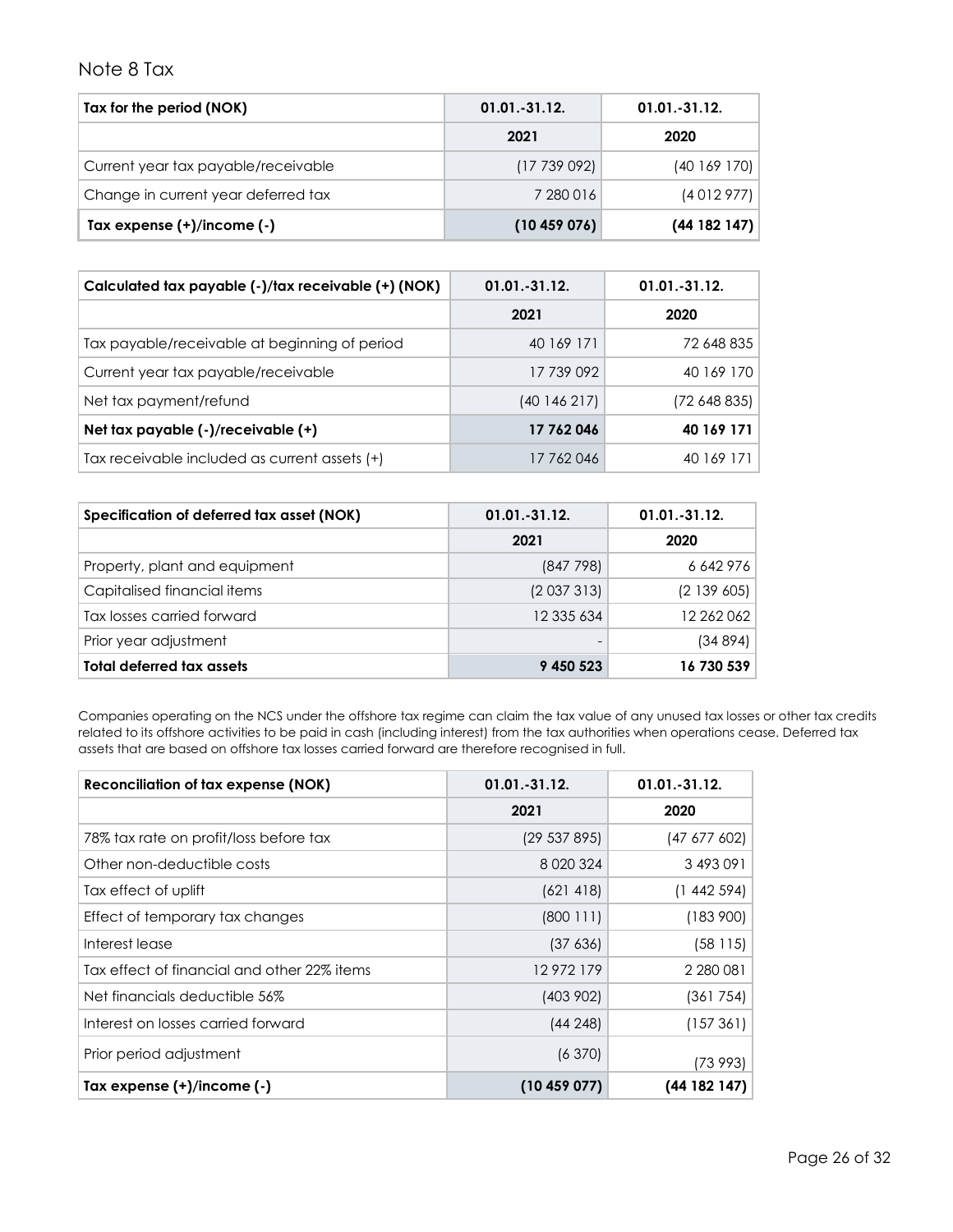## Note 8 Tax

| Tax for the period (NOK) | 01.01.-31.12. | 01.01.-31.12. |
|---|---|---|
| | 2021 | 2020 |
| Current year tax payable/receivable | (17 739 092) | (40 169 170) |
| Change in current year deferred tax | 7 280 016 | (4 012 977) |
| **Tax expense (+)/income (-)** | **(10 459 076)** | **(44 182 147)** |

| Calculated tax payable (-)/tax receivable (+) (NOK) | 01.01.-31.12. | 01.01.-31.12. |
|---|---|---|
| | 2021 | 2020 |
| Tax payable/receivable at beginning of period | 40 169 171 | 72 648 835 |
| Current year tax payable/receivable | 17 739 092 | 40 169 170 |
| Net tax payment/refund | (40 146 217) | (72 648 835) |
| **Net tax payable (-)/receivable (+)** | **17 762 046** | **40 169 171** |
| Tax receivable included as current assets (+) | 17 762 046 | 40 169 171 |

| Specification of deferred tax asset (NOK) | 01.01.-31.12. | 01.01.-31.12. |
|---|---|---|
| | 2021 | 2020 |
| Property, plant and equipment | (847 798) | 6 642 976 |
| Capitalised financial items | (2 037 313) | (2 139 605) |
| Tax losses carried forward | 12 335 634 | 12 262 062 |
| Prior year adjustment | - | (34 894) |
| **Total deferred tax assets** | **9 450 523** | **16 730 539** |

Companies operating on the NCS under the offshore tax regime can claim the tax value of any unused tax losses or other tax credits related to its offshore activities to be paid in cash (including interest) from the tax authorities when operations cease. Deferred tax assets that are based on offshore tax losses carried forward are therefore recognised in full.

| Reconciliation of tax expense (NOK) | 01.01.-31.12. | 01.01.-31.12. |
|---|---|---|
| | 2021 | 2020 |
| 78% tax rate on profit/loss before tax | (29 537 895) | (47 677 602) |
| Other non-deductible costs | 8 020 324 | 3 493 091 |
| Tax effect of uplift | (621 418) | (1 442 594) |
| Effect of temporary tax changes | (800 111) | (183 900) |
| Interest lease | (37 636) | (58 115) |
| Tax effect of financial and other 22% items | 12 972 179 | 2 280 081 |
| Net financials deductible 56% | (403 902) | (361 754) |
| Interest on losses carried forward | (44 248) | (157 361) |
| Prior period adjustment | (6 370) | (73 993) |
| **Tax expense (+)/income (-)** | **(10 459 077)** | **(44 182 147)** |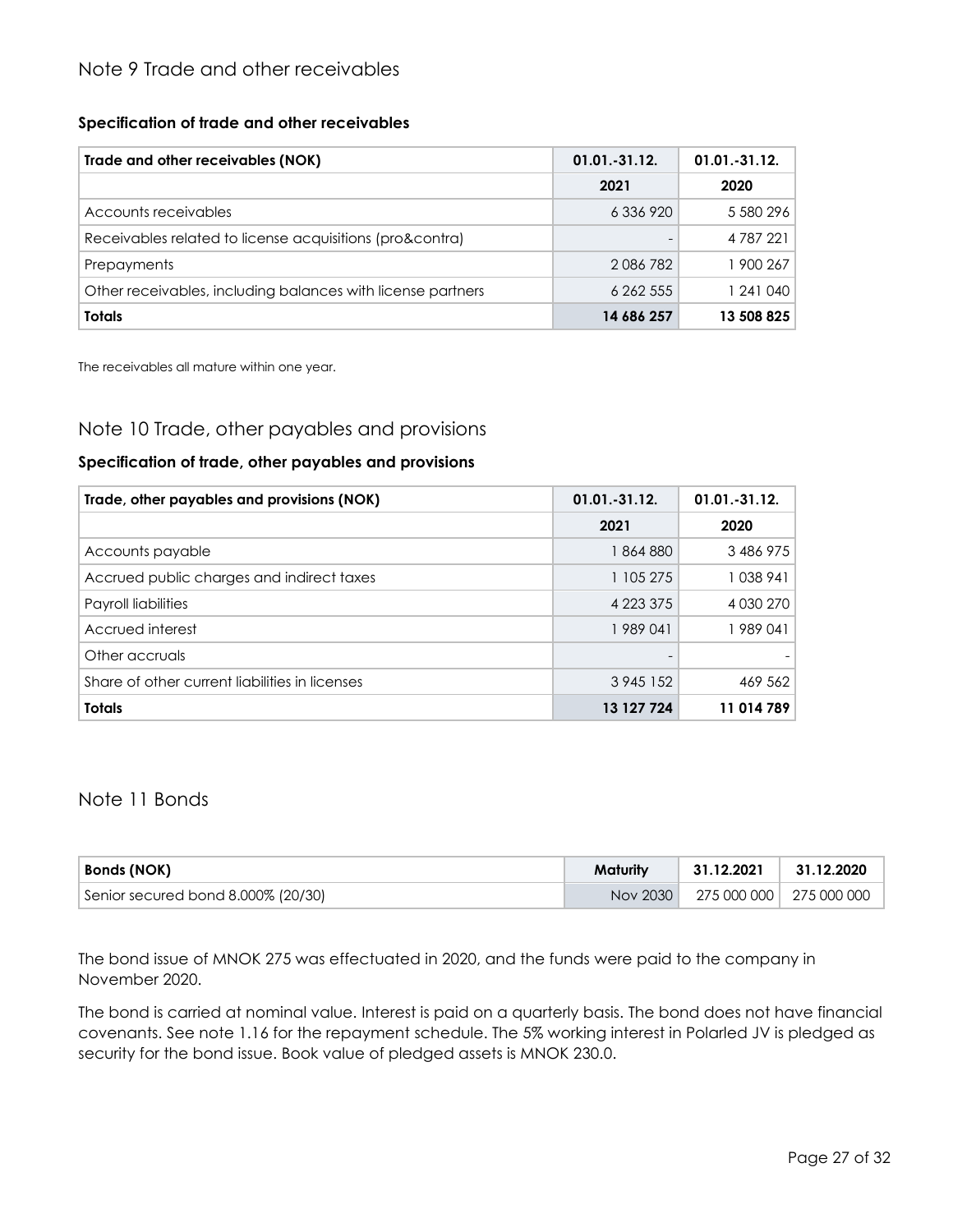## Note 9 Trade and other receivables

**Specification of trade and other receivables**

| Trade and other receivables (NOK) | 01.01.-31.12. | 01.01.-31.12. |
|---|---|---|
| | 2021 | 2020 |
| Accounts receivables | 6 336 920 | 5 580 296 |
| Receivables related to license acquisitions (pro&contra) | - | 4 787 221 |
| Prepayments | 2 086 782 | 1 900 267 |
| Other receivables, including balances with license partners | 6 262 555 | 1 241 040 |
| **Totals** | **14 686 257** | **13 508 825** |

The receivables all mature within one year.

## Note 10 Trade, other payables and provisions

**Specification of trade, other payables and provisions**

| Trade, other payables and provisions (NOK) | 01.01.-31.12. | 01.01.-31.12. |
|---|---|---|
| | 2021 | 2020 |
| Accounts payable | 1 864 880 | 3 486 975 |
| Accrued public charges and indirect taxes | 1 105 275 | 1 038 941 |
| Payroll liabilities | 4 223 375 | 4 030 270 |
| Accrued interest | 1 989 041 | 1 989 041 |
| Other accruals | - | - |
| Share of other current liabilities in licenses | 3 945 152 | 469 562 |
| **Totals** | **13 127 724** | **11 014 789** |

## Note 11 Bonds

| Bonds (NOK) | Maturity | 31.12.2021 | 31.12.2020 |
|---|---|---|---|
| Senior secured bond 8.000% (20/30) | Nov 2030 | 275 000 000 | 275 000 000 |

The bond issue of MNOK 275 was effectuated in 2020, and the funds were paid to the company in November 2020.

The bond is carried at nominal value. Interest is paid on a quarterly basis. The bond does not have financial covenants. See note 1.16 for the repayment schedule. The 5% working interest in Polarled JV is pledged as security for the bond issue. Book value of pledged assets is MNOK 230.0.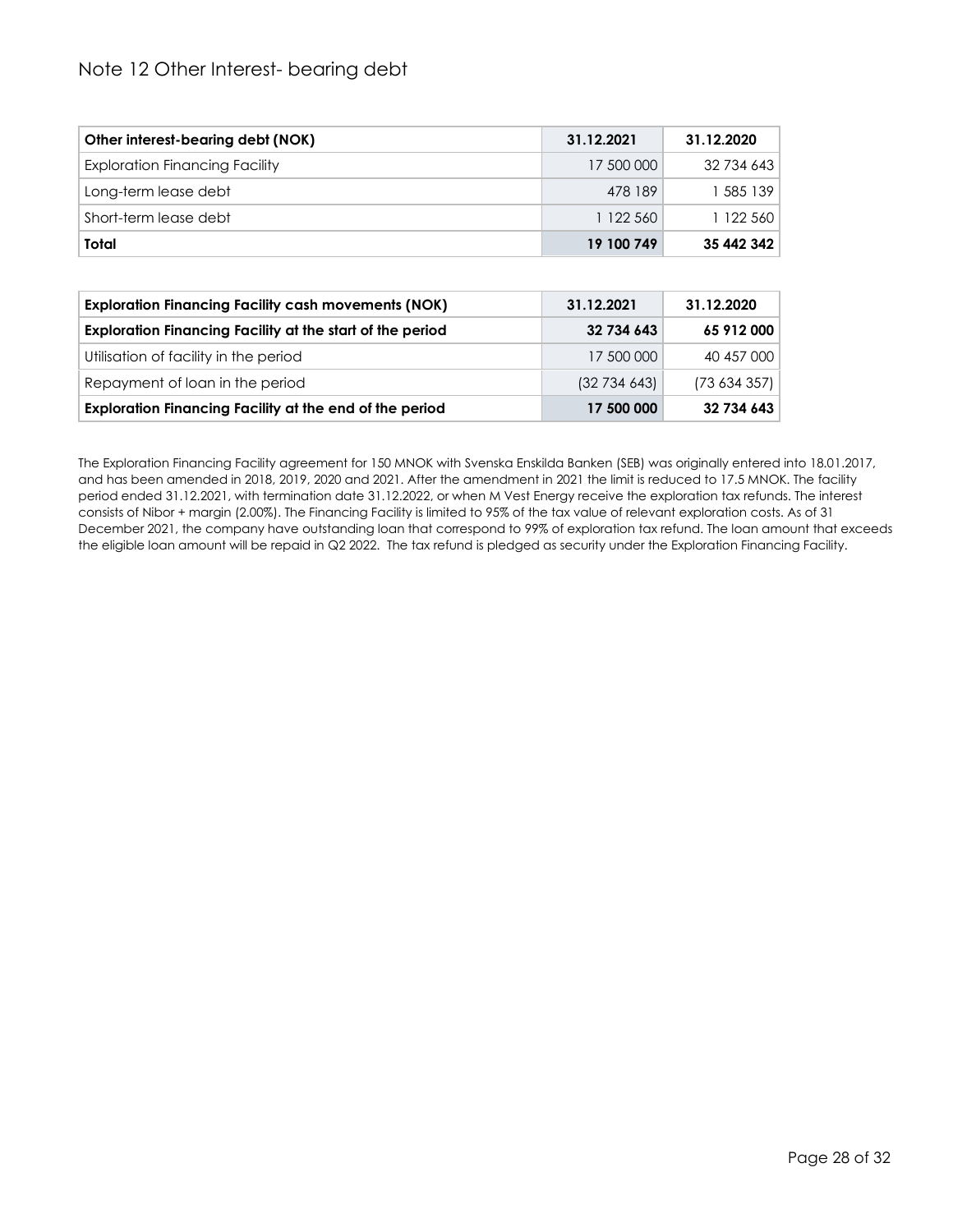## Note 12 Other Interest- bearing debt

| Other interest-bearing debt (NOK) | 31.12.2021 | 31.12.2020 |
|---|---|---|
| Exploration Financing Facility | 17 500 000 | 32 734 643 |
| Long-term lease debt | 478 189 | 1 585 139 |
| Short-term lease debt | 1 122 560 | 1 122 560 |
| **Total** | **19 100 749** | **35 442 342** |

| Exploration Financing Facility cash movements (NOK) | 31.12.2021 | 31.12.2020 |
|---|---|---|
| **Exploration Financing Facility at the start of the period** | **32 734 643** | **65 912 000** |
| Utilisation of facility in the period | 17 500 000 | 40 457 000 |
| Repayment of loan in the period | (32 734 643) | (73 634 357) |
| **Exploration Financing Facility at the end of the period** | **17 500 000** | **32 734 643** |

The Exploration Financing Facility agreement for 150 MNOK with Svenska Enskilda Banken (SEB) was originally entered into 18.01.2017, and has been amended in 2018, 2019, 2020 and 2021. After the amendment in 2021 the limit is reduced to 17.5 MNOK. The facility period ended 31.12.2021, with termination date 31.12.2022, or when M Vest Energy receive the exploration tax refunds. The interest consists of Nibor + margin (2.00%). The Financing Facility is limited to 95% of the tax value of relevant exploration costs. As of 31 December 2021, the company have outstanding loan that correspond to 99% of exploration tax refund. The loan amount that exceeds the eligible loan amount will be repaid in Q2 2022. The tax refund is pledged as security under the Exploration Financing Facility.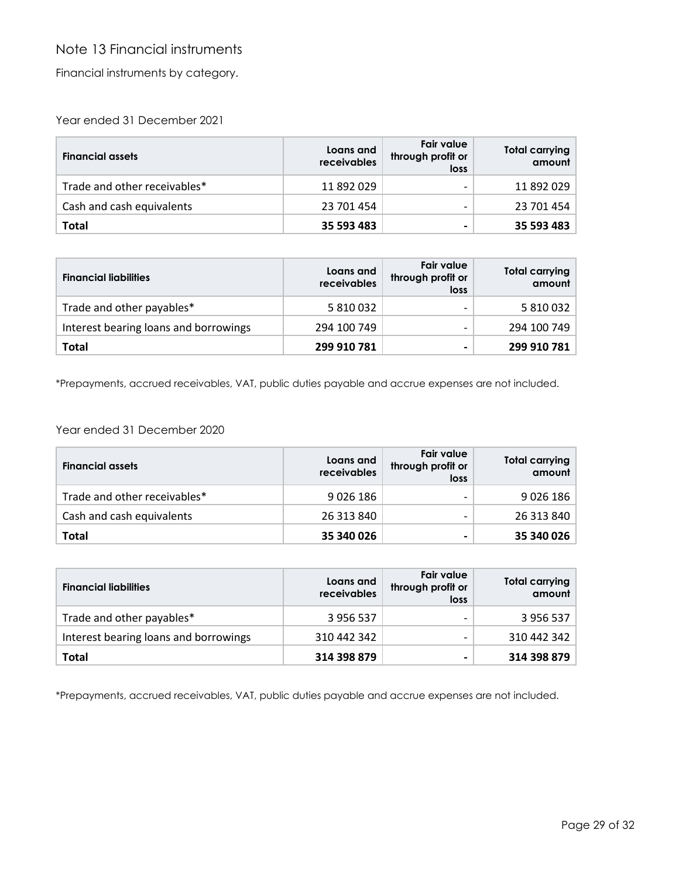## Note 13 Financial instruments

Financial instruments by category.

### Year ended 31 December 2021

| Financial assets | Loans and receivables | Fair value through profit or loss | Total carrying amount |
|---|---|---|---|
| Trade and other receivables* | 11 892 029 | - | 11 892 029 |
| Cash and cash equivalents | 23 701 454 | - | 23 701 454 |
| **Total** | **35 593 483** | **-** | **35 593 483** |

| Financial liabilities | Loans and receivables | Fair value through profit or loss | Total carrying amount |
|---|---|---|---|
| Trade and other payables* | 5 810 032 | - | 5 810 032 |
| Interest bearing loans and borrowings | 294 100 749 | - | 294 100 749 |
| **Total** | **299 910 781** | **-** | **299 910 781** |

*Prepayments, accrued receivables, VAT, public duties payable and accrue expenses are not included.

### Year ended 31 December 2020

| Financial assets | Loans and receivables | Fair value through profit or loss | Total carrying amount |
|---|---|---|---|
| Trade and other receivables* | 9 026 186 | - | 9 026 186 |
| Cash and cash equivalents | 26 313 840 | - | 26 313 840 |
| **Total** | **35 340 026** | **-** | **35 340 026** |

| Financial liabilities | Loans and receivables | Fair value through profit or loss | Total carrying amount |
|---|---|---|---|
| Trade and other payables* | 3 956 537 | - | 3 956 537 |
| Interest bearing loans and borrowings | 310 442 342 | - | 310 442 342 |
| **Total** | **314 398 879** | **-** | **314 398 879** |

*Prepayments, accrued receivables, VAT, public duties payable and accrue expenses are not included.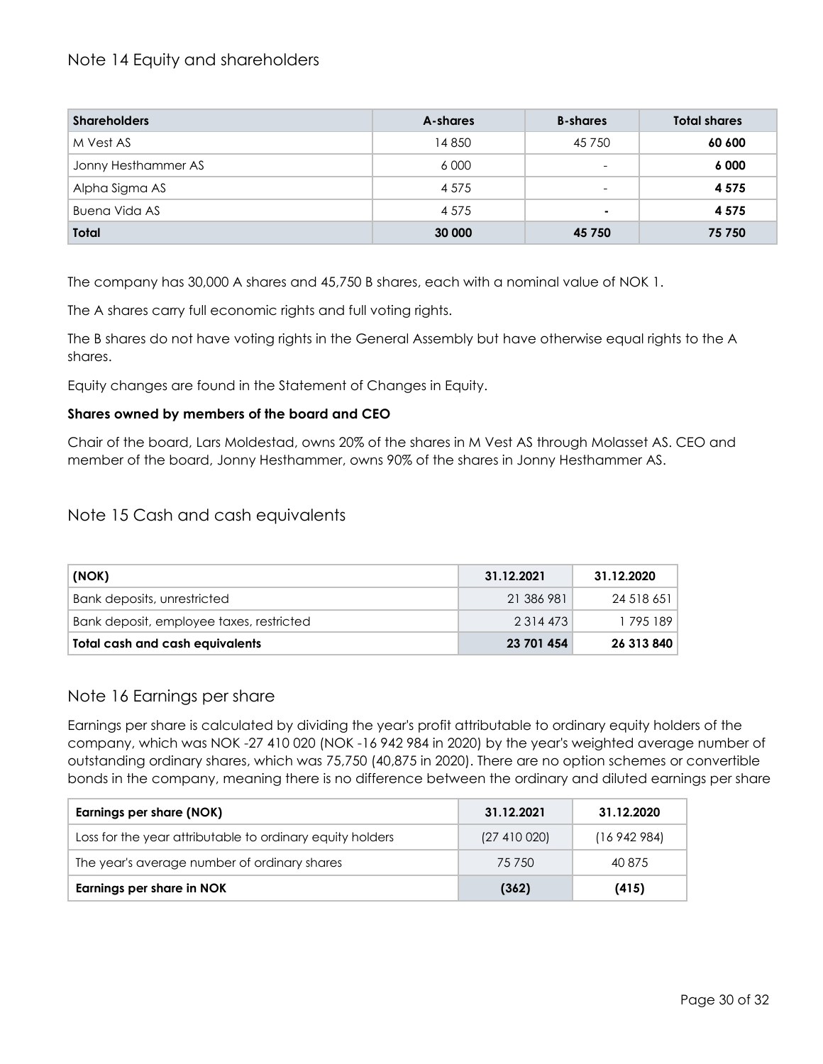## Note 14 Equity and shareholders

| Shareholders | A-shares | B-shares | Total shares |
|---|---|---|---|
| M Vest AS | 14 850 | 45 750 | **60 600** |
| Jonny Hesthammer AS | 6 000 | - | **6 000** |
| Alpha Sigma AS | 4 575 | - | **4 575** |
| Buena Vida AS | 4 575 | - | **4 575** |
| **Total** | **30 000** | **45 750** | **75 750** |

The company has 30,000 A shares and 45,750 B shares, each with a nominal value of NOK 1.

The A shares carry full economic rights and full voting rights.

The B shares do not have voting rights in the General Assembly but have otherwise equal rights to the A shares.

Equity changes are found in the Statement of Changes in Equity.

**Shares owned by members of the board and CEO**

Chair of the board, Lars Moldestad, owns 20% of the shares in M Vest AS through Molasset AS. CEO and member of the board, Jonny Hesthammer, owns 90% of the shares in Jonny Hesthammer AS.

## Note 15 Cash and cash equivalents

| (NOK) | 31.12.2021 | 31.12.2020 |
|---|---|---|
| Bank deposits, unrestricted | 21 386 981 | 24 518 651 |
| Bank deposit, employee taxes, restricted | 2 314 473 | 1 795 189 |
| **Total cash and cash equivalents** | **23 701 454** | **26 313 840** |

## Note 16 Earnings per share

Earnings per share is calculated by dividing the year's profit attributable to ordinary equity holders of the company, which was NOK -27 410 020 (NOK -16 942 984 in 2020) by the year's weighted average number of outstanding ordinary shares, which was 75,750 (40,875 in 2020). There are no option schemes or convertible bonds in the company, meaning there is no difference between the ordinary and diluted earnings per share

| Earnings per share (NOK) | 31.12.2021 | 31.12.2020 |
|---|---|---|
| Loss for the year attributable to ordinary equity holders | (27 410 020) | (16 942 984) |
| The year's average number of ordinary shares | 75 750 | 40 875 |
| **Earnings per share in NOK** | **(362)** | **(415)** |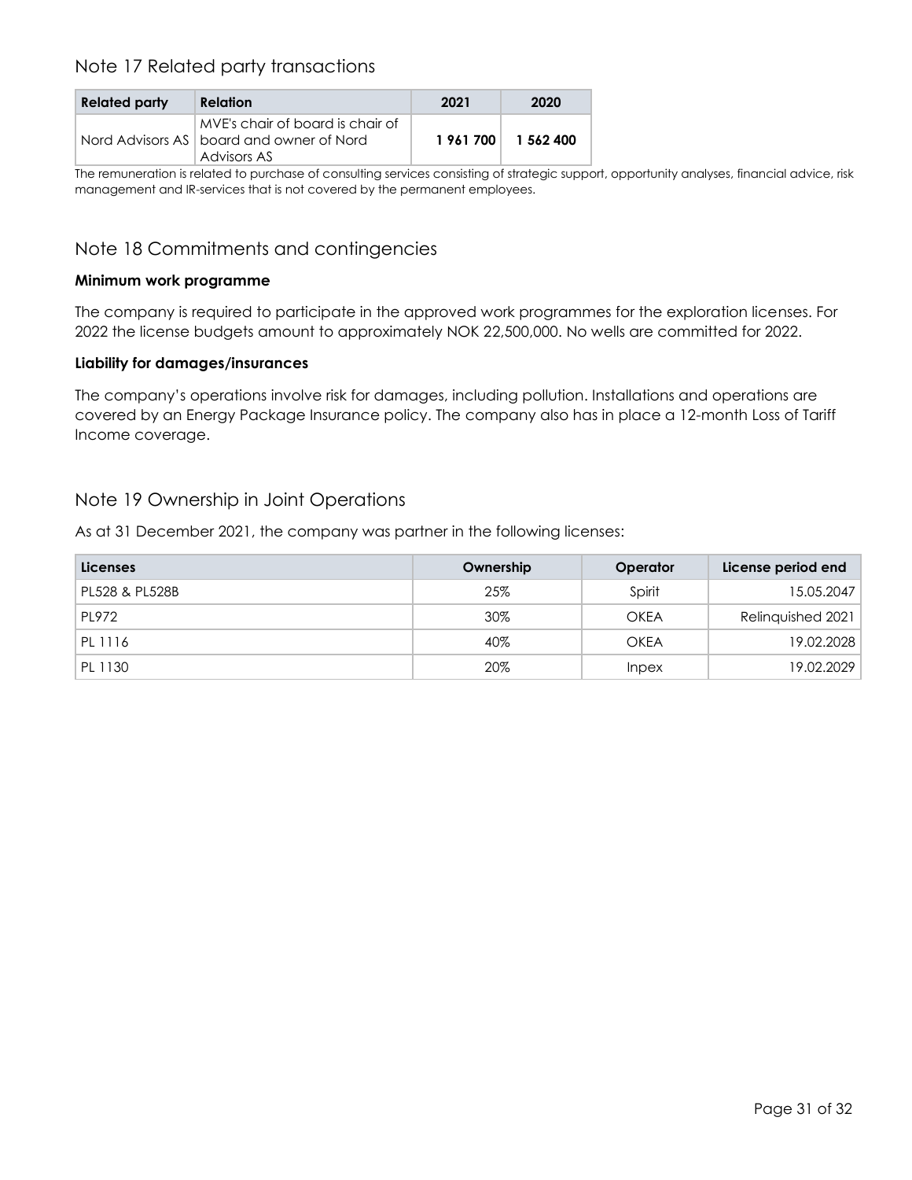## Note 17 Related party transactions

| Related party | Relation | 2021 | 2020 |
|---|---|---|---|
| Nord Advisors AS | MVE's chair of board is chair of board and owner of Nord Advisors AS | 1 961 700 | 1 562 400 |

The remuneration is related to purchase of consulting services consisting of strategic support, opportunity analyses, financial advice, risk management and IR-services that is not covered by the permanent employees.

## Note 18 Commitments and contingencies

**Minimum work programme**

The company is required to participate in the approved work programmes for the exploration licenses. For 2022 the license budgets amount to approximately NOK 22,500,000. No wells are committed for 2022.

**Liability for damages/insurances**

The company's operations involve risk for damages, including pollution. Installations and operations are covered by an Energy Package Insurance policy. The company also has in place a 12-month Loss of Tariff Income coverage.

## Note 19 Ownership in Joint Operations

As at 31 December 2021, the company was partner in the following licenses:

| Licenses | Ownership | Operator | License period end |
|---|---|---|---|
| PL528 & PL528B | 25% | Spirit | 15.05.2047 |
| PL972 | 30% | OKEA | Relinquished 2021 |
| PL 1116 | 40% | OKEA | 19.02.2028 |
| PL 1130 | 20% | Inpex | 19.02.2029 |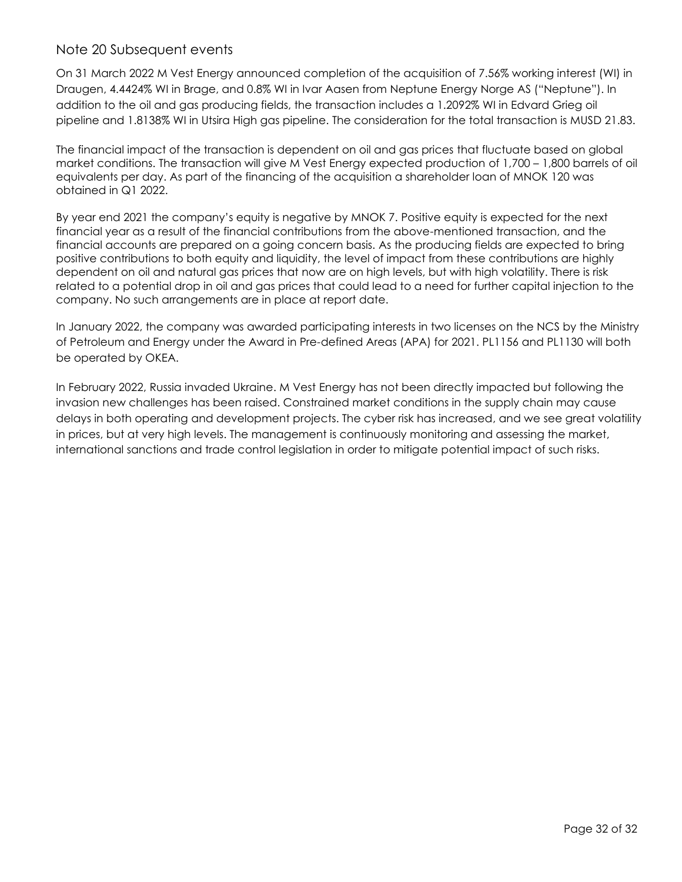## Note 20 Subsequent events

On 31 March 2022 M Vest Energy announced completion of the acquisition of 7.56% working interest (WI) in Draugen, 4.4424% WI in Brage, and 0.8% WI in Ivar Aasen from Neptune Energy Norge AS ("Neptune"). In addition to the oil and gas producing fields, the transaction includes a 1.2092% WI in Edvard Grieg oil pipeline and 1.8138% WI in Utsira High gas pipeline. The consideration for the total transaction is MUSD 21.83.

The financial impact of the transaction is dependent on oil and gas prices that fluctuate based on global market conditions. The transaction will give M Vest Energy expected production of 1,700 – 1,800 barrels of oil equivalents per day. As part of the financing of the acquisition a shareholder loan of MNOK 120 was obtained in Q1 2022.

By year end 2021 the company's equity is negative by MNOK 7. Positive equity is expected for the next financial year as a result of the financial contributions from the above-mentioned transaction, and the financial accounts are prepared on a going concern basis. As the producing fields are expected to bring positive contributions to both equity and liquidity, the level of impact from these contributions are highly dependent on oil and natural gas prices that now are on high levels, but with high volatility. There is risk related to a potential drop in oil and gas prices that could lead to a need for further capital injection to the company. No such arrangements are in place at report date.

In January 2022, the company was awarded participating interests in two licenses on the NCS by the Ministry of Petroleum and Energy under the Award in Pre-defined Areas (APA) for 2021. PL1156 and PL1130 will both be operated by OKEA.

In February 2022, Russia invaded Ukraine. M Vest Energy has not been directly impacted but following the invasion new challenges has been raised. Constrained market conditions in the supply chain may cause delays in both operating and development projects. The cyber risk has increased, and we see great volatility in prices, but at very high levels. The management is continuously monitoring and assessing the market, international sanctions and trade control legislation in order to mitigate potential impact of such risks.